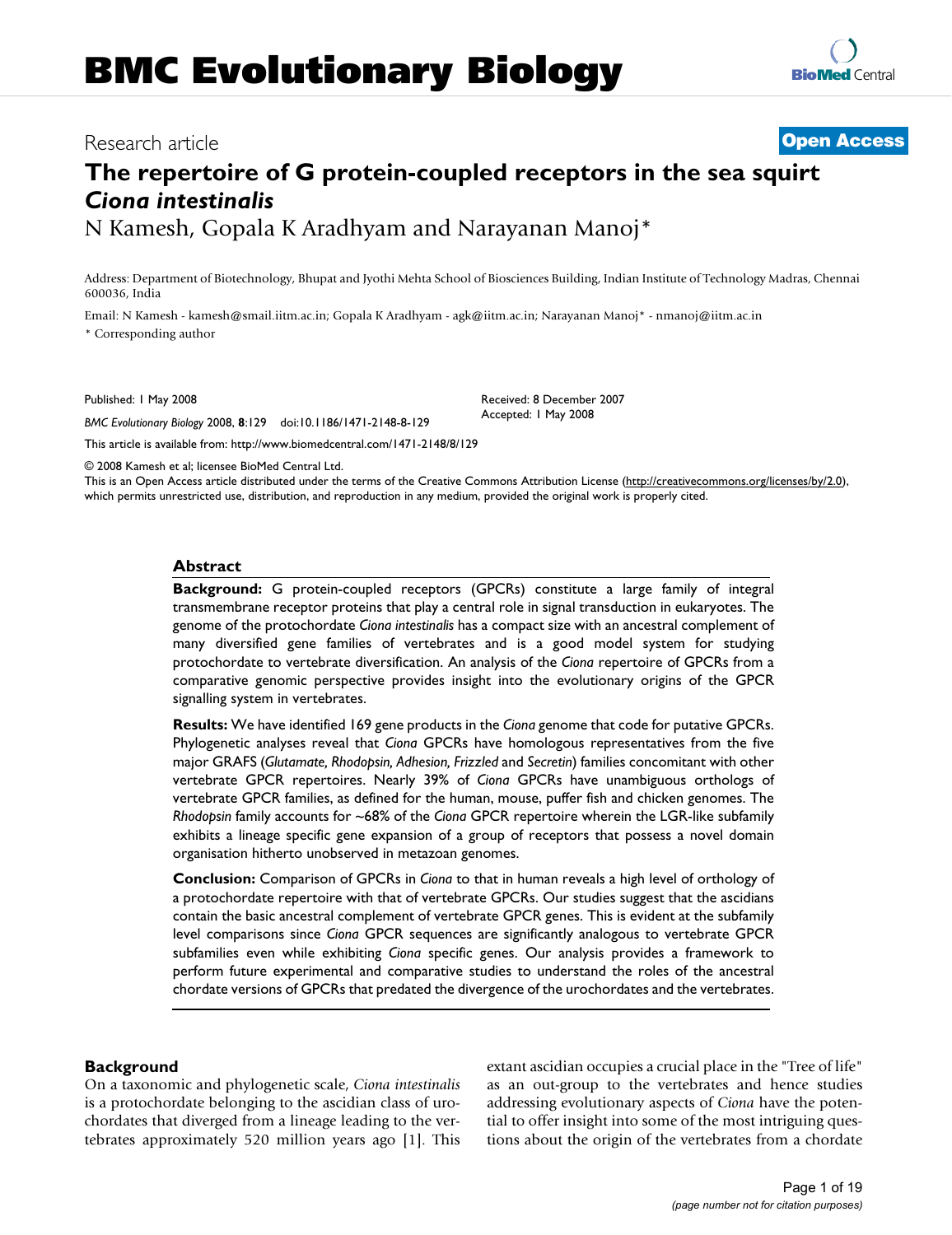# BMC Evolutionary Biology

Research article

**Open Access**

## The repertoire of G protein-coupled receptors in the sea squirt *Ciona intestinalis*

N Kamesh, Gopala K Aradhyam and Narayanan Manoj*

Address: Department of Biotechnology, Bhupat and Jyothi Mehta School of Biosciences Building, Indian Institute of Technology Madras, Chennai 600036, India

Email: N Kamesh - kamesh@smail.iitm.ac.in; Gopala K Aradhyam - agk@iitm.ac.in; Narayanan Manoj* - nmanoj@iitm.ac.in

\* Corresponding author

Published: 1 May 2008

*BMC Evolutionary Biology* 2008, **8**:129 doi:10.1186/1471-2148-8-129

Received: 8 December 2007
Accepted: 1 May 2008

This article is available from: http://www.biomedcentral.com/1471-2148/8/129

© 2008 Kamesh et al; licensee BioMed Central Ltd.

This is an Open Access article distributed under the terms of the Creative Commons Attribution License (http://creativecommons.org/licenses/by/2.0), which permits unrestricted use, distribution, and reproduction in any medium, provided the original work is properly cited.

### Abstract

**Background:** G protein-coupled receptors (GPCRs) constitute a large family of integral transmembrane receptor proteins that play a central role in signal transduction in eukaryotes. The genome of the protochordate *Ciona intestinalis* has a compact size with an ancestral complement of many diversified gene families of vertebrates and is a good model system for studying protochordate to vertebrate diversification. An analysis of the *Ciona* repertoire of GPCRs from a comparative genomic perspective provides insight into the evolutionary origins of the GPCR signalling system in vertebrates.

**Results:** We have identified 169 gene products in the *Ciona* genome that code for putative GPCRs. Phylogenetic analyses reveal that *Ciona* GPCRs have homologous representatives from the five major GRAFS (*Glutamate, Rhodopsin, Adhesion, Frizzled* and *Secretin*) families concomitant with other vertebrate GPCR repertoires. Nearly 39% of *Ciona* GPCRs have unambiguous orthologs of vertebrate GPCR families, as defined for the human, mouse, puffer fish and chicken genomes. The *Rhodopsin* family accounts for ~68% of the *Ciona* GPCR repertoire wherein the LGR-like subfamily exhibits a lineage specific gene expansion of a group of receptors that possess a novel domain organisation hitherto unobserved in metazoan genomes.

**Conclusion:** Comparison of GPCRs in *Ciona* to that in human reveals a high level of orthology of a protochordate repertoire with that of vertebrate GPCRs. Our studies suggest that the ascidians contain the basic ancestral complement of vertebrate GPCR genes. This is evident at the subfamily level comparisons since *Ciona* GPCR sequences are significantly analogous to vertebrate GPCR subfamilies even while exhibiting *Ciona* specific genes. Our analysis provides a framework to perform future experimental and comparative studies to understand the roles of the ancestral chordate versions of GPCRs that predated the divergence of the urochordates and the vertebrates.

### Background

On a taxonomic and phylogenetic scale, *Ciona intestinalis* is a protochordate belonging to the ascidian class of urochordates that diverged from a lineage leading to the vertebrates approximately 520 million years ago [1]. This extant ascidian occupies a crucial place in the "Tree of life" as an out-group to the vertebrates and hence studies addressing evolutionary aspects of *Ciona* have the potential to offer insight into some of the most intriguing questions about the origin of the vertebrates from a chordate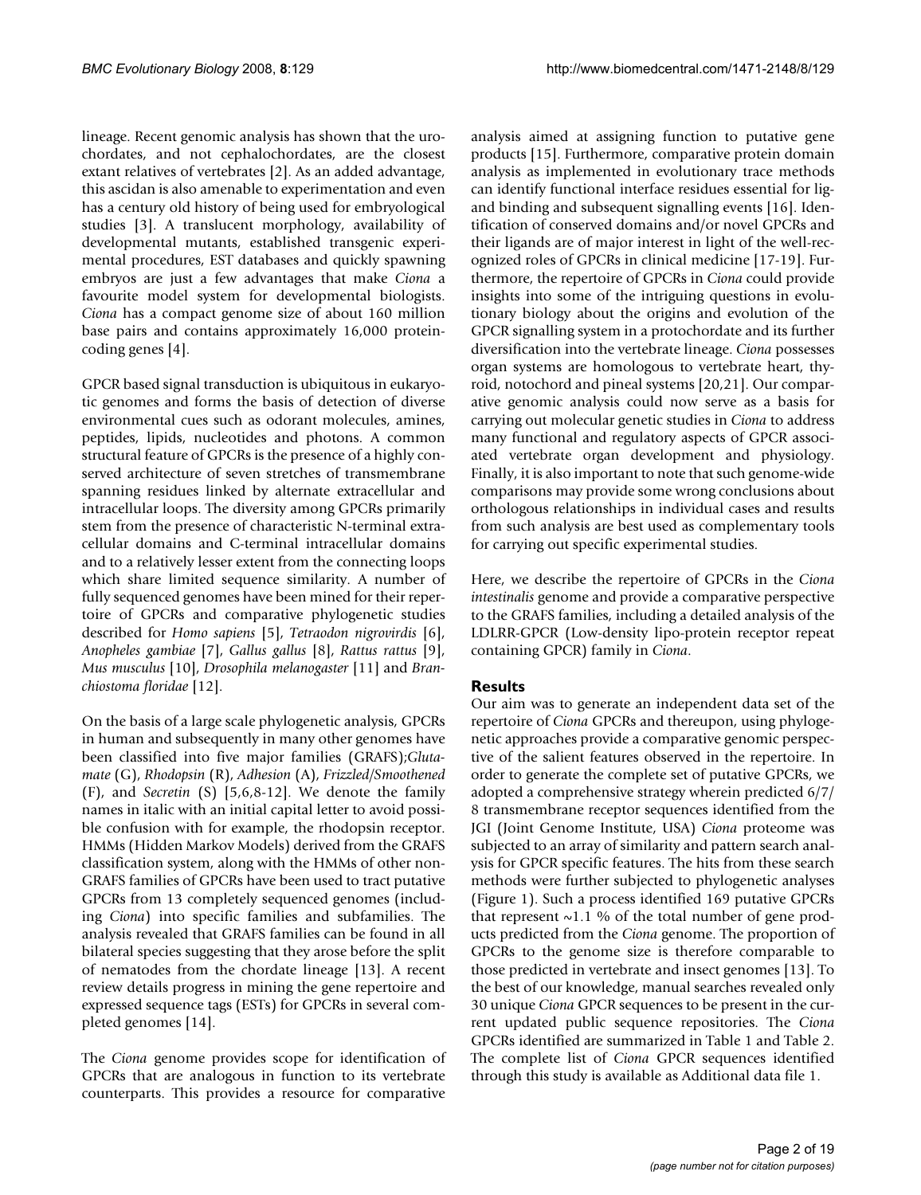lineage. Recent genomic analysis has shown that the urochordates, and not cephalochordates, are the closest extant relatives of vertebrates [2]. As an added advantage, this ascidan is also amenable to experimentation and even has a century old history of being used for embryological studies [3]. A translucent morphology, availability of developmental mutants, established transgenic experimental procedures, EST databases and quickly spawning embryos are just a few advantages that make *Ciona* a favourite model system for developmental biologists. *Ciona* has a compact genome size of about 160 million base pairs and contains approximately 16,000 protein-coding genes [4].

GPCR based signal transduction is ubiquitous in eukaryotic genomes and forms the basis of detection of diverse environmental cues such as odorant molecules, amines, peptides, lipids, nucleotides and photons. A common structural feature of GPCRs is the presence of a highly conserved architecture of seven stretches of transmembrane spanning residues linked by alternate extracellular and intracellular loops. The diversity among GPCRs primarily stem from the presence of characteristic N-terminal extracellular domains and C-terminal intracellular domains and to a relatively lesser extent from the connecting loops which share limited sequence similarity. A number of fully sequenced genomes have been mined for their repertoire of GPCRs and comparative phylogenetic studies described for *Homo sapiens* [5], *Tetraodon nigrovirdis* [6], *Anopheles gambiae* [7], *Gallus gallus* [8], *Rattus rattus* [9], *Mus musculus* [10], *Drosophila melanogaster* [11] and *Branchiostoma floridae* [12].

On the basis of a large scale phylogenetic analysis, GPCRs in human and subsequently in many other genomes have been classified into five major families (GRAFS);*Glutamate* (G), *Rhodopsin* (R), *Adhesion* (A), *Frizzled/Smoothened* (F), and *Secretin* (S) [5,6,8-12]. We denote the family names in italic with an initial capital letter to avoid possible confusion with for example, the rhodopsin receptor. HMMs (Hidden Markov Models) derived from the GRAFS classification system, along with the HMMs of other non-GRAFS families of GPCRs have been used to tract putative GPCRs from 13 completely sequenced genomes (including *Ciona*) into specific families and subfamilies. The analysis revealed that GRAFS families can be found in all bilateral species suggesting that they arose before the split of nematodes from the chordate lineage [13]. A recent review details progress in mining the gene repertoire and expressed sequence tags (ESTs) for GPCRs in several completed genomes [14].

The *Ciona* genome provides scope for identification of GPCRs that are analogous in function to its vertebrate counterparts. This provides a resource for comparative analysis aimed at assigning function to putative gene products [15]. Furthermore, comparative protein domain analysis as implemented in evolutionary trace methods can identify functional interface residues essential for ligand binding and subsequent signalling events [16]. Identification of conserved domains and/or novel GPCRs and their ligands are of major interest in light of the well-recognized roles of GPCRs in clinical medicine [17-19]. Furthermore, the repertoire of GPCRs in *Ciona* could provide insights into some of the intriguing questions in evolutionary biology about the origins and evolution of the GPCR signalling system in a protochordate and its further diversification into the vertebrate lineage. *Ciona* possesses organ systems are homologous to vertebrate heart, thyroid, notochord and pineal systems [20,21]. Our comparative genomic analysis could now serve as a basis for carrying out molecular genetic studies in *Ciona* to address many functional and regulatory aspects of GPCR associated vertebrate organ development and physiology. Finally, it is also important to note that such genome-wide comparisons may provide some wrong conclusions about orthologous relationships in individual cases and results from such analysis are best used as complementary tools for carrying out specific experimental studies.

Here, we describe the repertoire of GPCRs in the *Ciona intestinalis* genome and provide a comparative perspective to the GRAFS families, including a detailed analysis of the LDLRR-GPCR (Low-density lipo-protein receptor repeat containing GPCR) family in *Ciona*.

## Results

Our aim was to generate an independent data set of the repertoire of *Ciona* GPCRs and thereupon, using phylogenetic approaches provide a comparative genomic perspective of the salient features observed in the repertoire. In order to generate the complete set of putative GPCRs, we adopted a comprehensive strategy wherein predicted 6/7/8 transmembrane receptor sequences identified from the JGI (Joint Genome Institute, USA) *Ciona* proteome was subjected to an array of similarity and pattern search analysis for GPCR specific features. The hits from these search methods were further subjected to phylogenetic analyses (Figure 1). Such a process identified 169 putative GPCRs that represent ~1.1 % of the total number of gene products predicted from the *Ciona* genome. The proportion of GPCRs to the genome size is therefore comparable to those predicted in vertebrate and insect genomes [13]. To the best of our knowledge, manual searches revealed only 30 unique *Ciona* GPCR sequences to be present in the current updated public sequence repositories. The *Ciona* GPCRs identified are summarized in Table 1 and Table 2. The complete list of *Ciona* GPCR sequences identified through this study is available as Additional data file 1.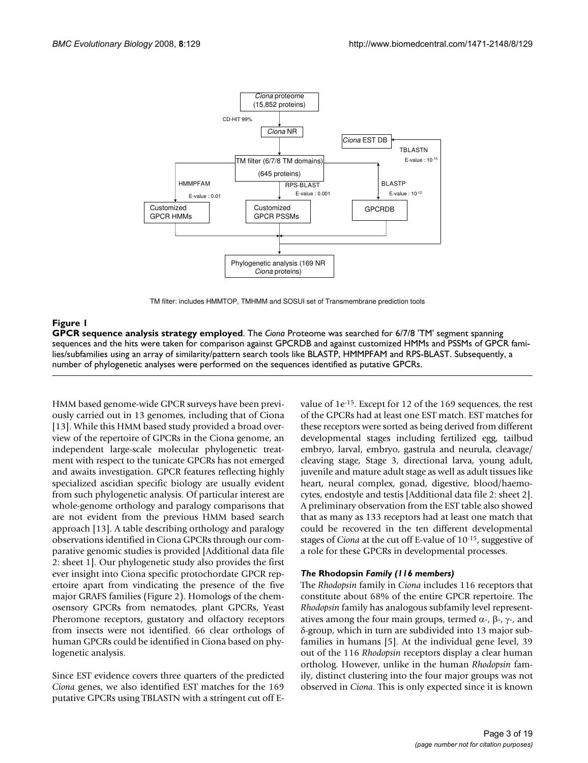Ciona proteome (15,852 proteins)

CD-HIT 99%

Ciona NR

Ciona EST DB

TBLASTN E-value : $10^{-15}$

TM filter (6/7/8 TM domains) (645 proteins)

HMMPFAM E-value : 0.01

RPS-BLAST E-value : 0.001

BLASTP E-value : $10^{-12}$

Customized GPCR HMMs

Customized GPCR PSSMs

GPCRDB

Phylogenetic analysis (169 NR *Ciona* proteins)

TM filter: includes HMMTOP, TMHMM and SOSUI set of Transmembrane prediction tools

**Figure 1**

**GPCR sequence analysis strategy employed**. The *Ciona* Proteome was searched for 6/7/8 'TM' segment spanning sequences and the hits were taken for comparison against GPCRDB and against customized HMMs and PSSMs of GPCR families/subfamilies using an array of similarity/pattern search tools like BLASTP, HMMPFAM and RPS-BLAST. Subsequently, a number of phylogenetic analyses were performed on the sequences identified as putative GPCRs.

HMM based genome-wide GPCR surveys have been previously carried out in 13 genomes, including that of Ciona [13]. While this HMM based study provided a broad overview of the repertoire of GPCRs in the Ciona genome, an independent large-scale molecular phylogenetic treatment with respect to the tunicate GPCRs has not emerged and awaits investigation. GPCR features reflecting highly specialized ascidian specific biology are usually evident from such phylogenetic analysis. Of particular interest are whole-genome orthology and paralogy comparisons that are not evident from the previous HMM based search approach [13]. A table describing orthology and paralogy observations identified in Ciona GPCRs through our comparative genomic studies is provided [Additional data file 2: sheet 1]. Our phylogenetic study also provides the first ever insight into Ciona specific protochordate GPCR repertoire apart from vindicating the presence of the five major GRAFS families (Figure 2). Homologs of the chemosensory GPCRs from nematodes, plant GPCRs, Yeast Pheromone receptors, gustatory and olfactory receptors from insects were not identified. 66 clear orthologs of human GPCRs could be identified in Ciona based on phylogenetic analysis.

Since EST evidence covers three quarters of the predicted *Ciona* genes, we also identified EST matches for the 169 putative GPCRs using TBLASTN with a stringent cut off E-value of $1e^{-15}$. Except for 12 of the 169 sequences, the rest of the GPCRs had at least one EST match. EST matches for these receptors were sorted as being derived from different developmental stages including fertilized egg, tailbud embryo, larval, embryo, gastrula and neurula, cleavage/cleaving stage, Stage 3, directional larva, young adult, juvenile and mature adult stage as well as adult tissues like heart, neural complex, gonad, digestive, blood/haemocytes, endostyle and testis [Additional data file 2: sheet 2]. A preliminary observation from the EST table also showed that as many as 133 receptors had at least one match that could be recovered in the ten different developmental stages of *Ciona* at the cut off E-value of $10^{-15}$, suggestive of a role for these GPCRs in developmental processes.

### *The* **Rhodopsin** *Family (116 members)*

The *Rhodopsin* family in *Ciona* includes 116 receptors that constitute about 68% of the entire GPCR repertoire. The *Rhodopsin* family has analogous subfamily level representatives among the four main groups, termed α-, β-, γ-, and δ-group, which in turn are subdivided into 13 major subfamilies in humans [5]. At the individual gene level, 39 out of the 116 *Rhodopsin* receptors display a clear human ortholog. However, unlike in the human *Rhodopsin* family, distinct clustering into the four major groups was not observed in *Ciona*. This is only expected since it is known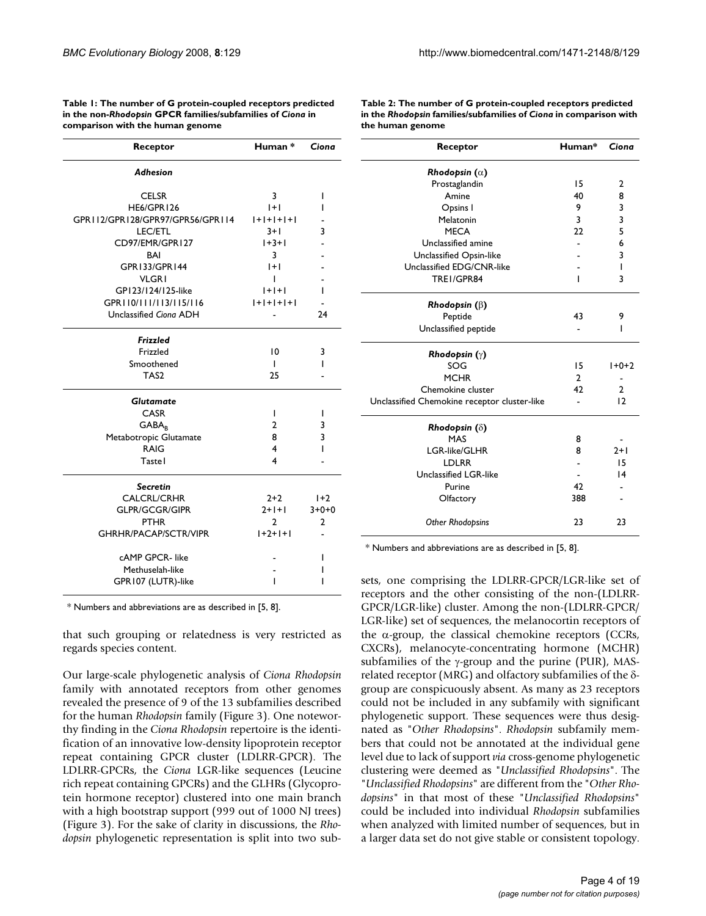**Table 1: The number of G protein-coupled receptors predicted in the non-*Rhodopsin* GPCR families/subfamilies of *Ciona* in comparison with the human genome**

| Receptor | Human * | *Ciona* |
|---|---|---|
| ***Adhesion*** | | |
| CELSR | 3 | 1 |
| HE6/GPR126 | 1+1 | 1 |
| GPR112/GPR128/GPR97/GPR56/GPR114 | 1+1+1+1+1 | - |
| LEC/ETL | 3+1 | 3 |
| CD97/EMR/GPR127 | 1+3+1 | - |
| BAI | 3 | - |
| GPR133/GPR144 | 1+1 | - |
| VLGR1 | 1 | - |
| GP123/124/125-like | 1+1+1 | 1 |
| GPR110/111/113/115/116 | 1+1+1+1+1 | - |
| Unclassified *Ciona* ADH | - | 24 |
| ***Frizzled*** | | |
| Frizzled | 10 | 3 |
| Smoothened | 1 | 1 |
| TAS2 | 25 | - |
| ***Glutamate*** | | |
| CASR | 1 | 1 |
| $GABA_B$ | 2 | 3 |
| Metabotropic Glutamate | 8 | 3 |
| RAIG | 4 | 1 |
| Taste1 | 4 | - |
| ***Secretin*** | | |
| CALCRL/CRHR | 2+2 | 1+2 |
| GLPR/GCGR/GIPR | 2+1+1 | 3+0+0 |
| PTHR | 2 | 2 |
| GHRHR/PACAP/SCTR/VIPR | 1+2+1+1 | - |
| cAMP GPCR- like | - | 1 |
| Methuselah-like | - | 1 |
| GPR107 (LUTR)-like | 1 | 1 |

\* Numbers and abbreviations are as described in [5, 8].

**Table 2: The number of G protein-coupled receptors predicted in the *Rhodopsin* families/subfamilies of *Ciona* in comparison with the human genome**

| Receptor | Human* | *Ciona* |
|---|---|---|
| ***Rhodopsin* (α)** | | |
| Prostaglandin | 15 | 2 |
| Amine | 40 | 8 |
| Opsins I | 9 | 3 |
| Melatonin | 3 | 3 |
| MECA | 22 | 5 |
| Unclassified amine | - | 6 |
| Unclassified Opsin-like | - | 3 |
| Unclassified EDG/CNR-like | - | 1 |
| TRE1/GPR84 | 1 | 3 |
| ***Rhodopsin* (β)** | | |
| Peptide | 43 | 9 |
| Unclassified peptide | - | 1 |
| ***Rhodopsin* (γ)** | | |
| SOG | 15 | 1+0+2 |
| MCHR | 2 | - |
| Chemokine cluster | 42 | 2 |
| Unclassified Chemokine receptor cluster-like | - | 12 |
| ***Rhodopsin* (δ)** | | |
| MAS | 8 | - |
| LGR-like/GLHR | 8 | 2+1 |
| LDLRR | - | 15 |
| Unclassified LGR-like | - | 14 |
| Purine | 42 | - |
| Olfactory | 388 | - |
| *Other Rhodopsins* | 23 | 23 |

\* Numbers and abbreviations are as described in [5, 8].

that such grouping or relatedness is very restricted as regards species content.

Our large-scale phylogenetic analysis of *Ciona Rhodopsin* family with annotated receptors from other genomes revealed the presence of 9 of the 13 subfamilies described for the human *Rhodopsin* family (Figure 3). One noteworthy finding in the *Ciona Rhodopsin* repertoire is the identification of an innovative low-density lipoprotein receptor repeat containing GPCR cluster (LDLRR-GPCR). The LDLRR-GPCRs, the *Ciona* LGR-like sequences (Leucine rich repeat containing GPCRs) and the GLHRs (Glycoprotein hormone receptor) clustered into one main branch with a high bootstrap support (999 out of 1000 NJ trees) (Figure 3). For the sake of clarity in discussions, the *Rhodopsin* phylogenetic representation is split into two subsets, one comprising the LDLRR-GPCR/LGR-like set of receptors and the other consisting of the non-(LDLRR-GPCR/LGR-like) cluster. Among the non-(LDLRR-GPCR/LGR-like) set of sequences, the melanocortin receptors of the α-group, the classical chemokine receptors (CCRs, CXCRs), melanocyte-concentrating hormone (MCHR) subfamilies of the γ-group and the purine (PUR), MAS-related receptor (MRG) and olfactory subfamilies of the δ-group are conspicuously absent. As many as 23 receptors could not be included in any subfamily with significant phylogenetic support. These sequences were thus designated as "*Other Rhodopsins*". *Rhodopsin* subfamily members that could not be annotated at the individual gene level due to lack of support *via* cross-genome phylogenetic clustering were deemed as "*Unclassified Rhodopsins*". The "*Unclassified Rhodopsins*" are different from the "*Other Rhodopsins*" in that most of these "*Unclassified Rhodopsins*" could be included into individual *Rhodopsin* subfamilies when analyzed with limited number of sequences, but in a larger data set do not give stable or consistent topology.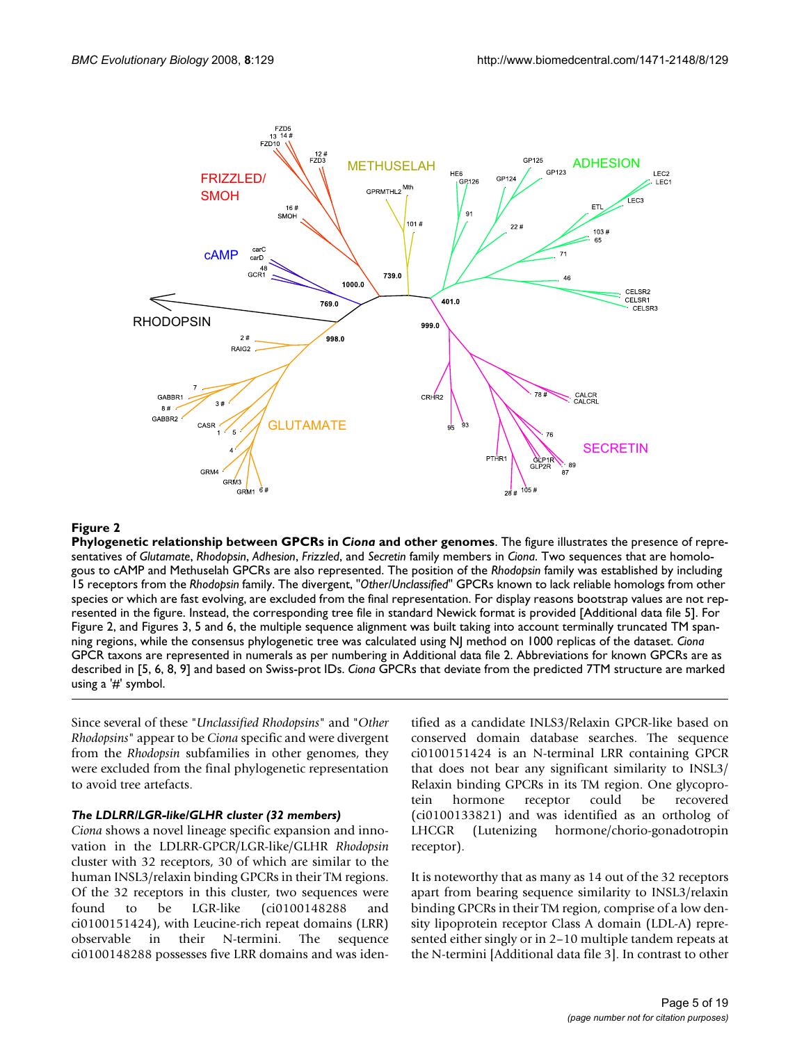**Figure 2**

**Phylogenetic relationship between GPCRs in *Ciona* and other genomes**. The figure illustrates the presence of representatives of *Glutamate*, *Rhodopsin*, *Adhesion*, *Frizzled*, and *Secretin* family members in *Ciona*. Two sequences that are homologous to cAMP and Methuselah GPCRs are also represented. The position of the *Rhodopsin* family was established by including 15 receptors from the *Rhodopsin* family. The divergent, "*Other/Unclassified*" GPCRs known to lack reliable homologs from other species or which are fast evolving, are excluded from the final representation. For display reasons bootstrap values are not represented in the figure. Instead, the corresponding tree file in standard Newick format is provided [Additional data file 5]. For Figure 2, and Figures 3, 5 and 6, the multiple sequence alignment was built taking into account terminally truncated TM spanning regions, while the consensus phylogenetic tree was calculated using NJ method on 1000 replicas of the dataset. *Ciona* GPCR taxons are represented in numerals as per numbering in Additional data file 2. Abbreviations for known GPCRs are as described in [5, 6, 8, 9] and based on Swiss-prot IDs. *Ciona* GPCRs that deviate from the predicted 7TM structure are marked using a '#' symbol.

Since several of these "*Unclassified Rhodopsins*" and "*Other Rhodopsins*" appear to be *Ciona* specific and were divergent from the *Rhodopsin* subfamilies in other genomes, they were excluded from the final phylogenetic representation to avoid tree artefacts.

### *The LDLRR/LGR-like/GLHR cluster (32 members)*

*Ciona* shows a novel lineage specific expansion and innovation in the LDLRR-GPCR/LGR-like/GLHR *Rhodopsin* cluster with 32 receptors, 30 of which are similar to the human INSL3/relaxin binding GPCRs in their TM regions. Of the 32 receptors in this cluster, two sequences were found to be LGR-like (ci0100148288 and ci0100151424), with Leucine-rich repeat domains (LRR) observable in their N-termini. The sequence ci0100148288 possesses five LRR domains and was identified as a candidate INLS3/Relaxin GPCR-like based on conserved domain database searches. The sequence ci0100151424 is an N-terminal LRR containing GPCR that does not bear any significant similarity to INSL3/Relaxin binding GPCRs in its TM region. One glycoprotein hormone receptor could be recovered (ci0100133821) and was identified as an ortholog of LHCGR (Lutenizing hormone/chorio-gonadotropin receptor).

It is noteworthy that as many as 14 out of the 32 receptors apart from bearing sequence similarity to INSL3/relaxin binding GPCRs in their TM region, comprise of a low density lipoprotein receptor Class A domain (LDL-A) represented either singly or in 2–10 multiple tandem repeats at the N-termini [Additional data file 3]. In contrast to other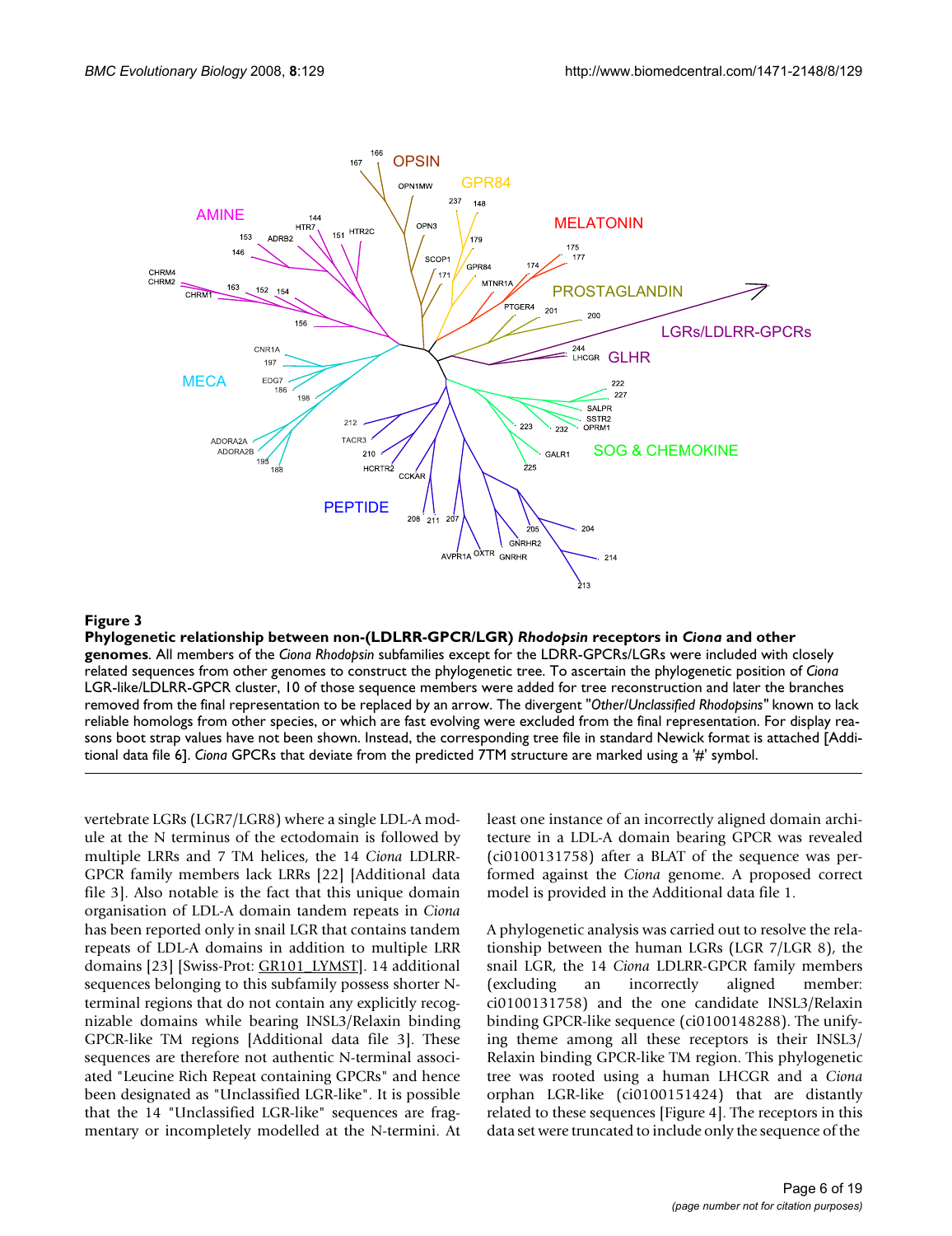**Figure 3**

**Phylogenetic relationship between non-(LDLRR-GPCR/LGR) *Rhodopsin* receptors in *Ciona* and other genomes**. All members of the *Ciona Rhodopsin* subfamilies except for the LDRR-GPCRs/LGRs were included with closely related sequences from other genomes to construct the phylogenetic tree. To ascertain the phylogenetic position of *Ciona* LGR-like/LDLRR-GPCR cluster, 10 of those sequence members were added for tree reconstruction and later the branches removed from the final representation to be replaced by an arrow. The divergent "*Other/Unclassified Rhodopsins*" known to lack reliable homologs from other species, or which are fast evolving were excluded from the final representation. For display reasons boot strap values have not been shown. Instead, the corresponding tree file in standard Newick format is attached [Additional data file 6]. *Ciona* GPCRs that deviate from the predicted 7TM structure are marked using a '#' symbol.

vertebrate LGRs (LGR7/LGR8) where a single LDL-A module at the N terminus of the ectodomain is followed by multiple LRRs and 7 TM helices, the 14 *Ciona* LDLRR-GPCR family members lack LRRs [22] [Additional data file 3]. Also notable is the fact that this unique domain organisation of LDL-A domain tandem repeats in *Ciona* has been reported only in snail LGR that contains tandem repeats of LDL-A domains in addition to multiple LRR domains [23] [Swiss-Prot: GR101_LYMST]. 14 additional sequences belonging to this subfamily possess shorter N-terminal regions that do not contain any explicitly recognizable domains while bearing INSL3/Relaxin binding GPCR-like TM regions [Additional data file 3]. These sequences are therefore not authentic N-terminal associated "Leucine Rich Repeat containing GPCRs" and hence been designated as "Unclassified LGR-like". It is possible that the 14 "Unclassified LGR-like" sequences are fragmentary or incompletely modelled at the N-termini. At least one instance of an incorrectly aligned domain architecture in a LDL-A domain bearing GPCR was revealed (ci0100131758) after a BLAT of the sequence was performed against the *Ciona* genome. A proposed correct model is provided in the Additional data file 1.

A phylogenetic analysis was carried out to resolve the relationship between the human LGRs (LGR 7/LGR 8), the snail LGR, the 14 *Ciona* LDLRR-GPCR family members (excluding an incorrectly aligned member: ci0100131758) and the one candidate INSL3/Relaxin binding GPCR-like sequence (ci0100148288). The unifying theme among all these receptors is their INSL3/Relaxin binding GPCR-like TM region. This phylogenetic tree was rooted using a human LHCGR and a *Ciona* orphan LGR-like (ci0100151424) that are distantly related to these sequences [Figure 4]. The receptors in this data set were truncated to include only the sequence of the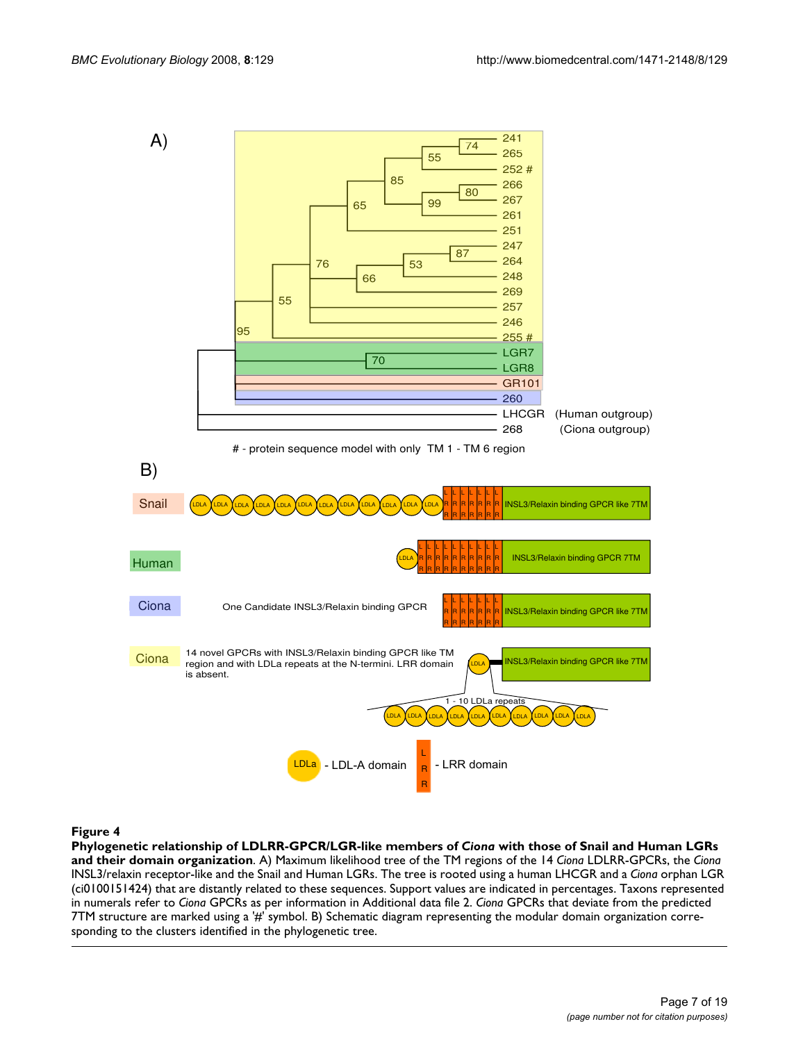**Figure 4**

**Phylogenetic relationship of LDLRR-GPCR/LGR-like members of *Ciona* with those of Snail and Human LGRs and their domain organization**. A) Maximum likelihood tree of the TM regions of the 14 *Ciona* LDLRR-GPCRs, the *Ciona* INSL3/relaxin receptor-like and the Snail and Human LGRs. The tree is rooted using a human LHCGR and a *Ciona* orphan LGR (ci0100151424) that are distantly related to these sequences. Support values are indicated in percentages. Taxons represented in numerals refer to *Ciona* GPCRs as per information in Additional data file 2. *Ciona* GPCRs that deviate from the predicted 7TM structure are marked using a '#' symbol. B) Schematic diagram representing the modular domain organization corresponding to the clusters identified in the phylogenetic tree.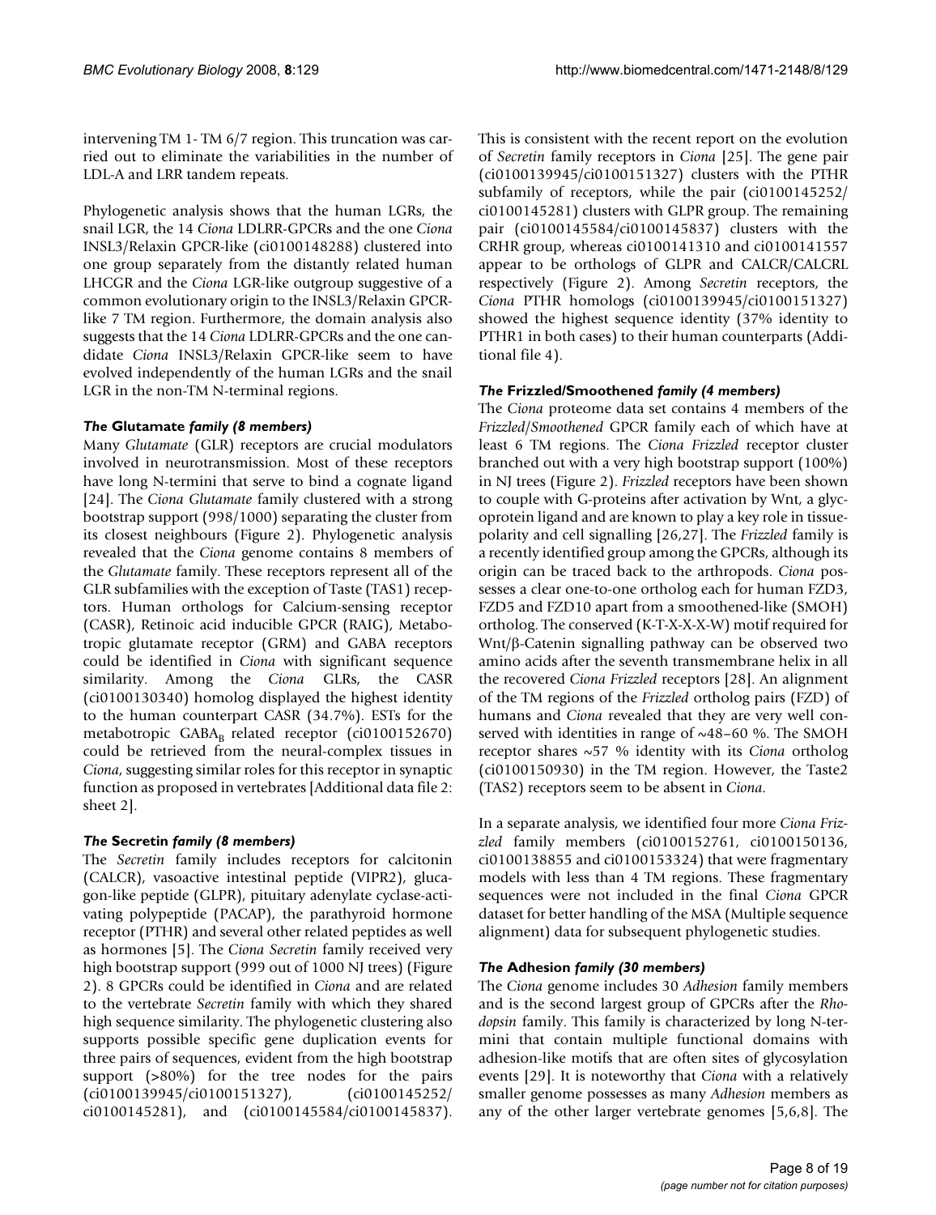intervening TM 1- TM 6/7 region. This truncation was carried out to eliminate the variabilities in the number of LDL-A and LRR tandem repeats.

Phylogenetic analysis shows that the human LGRs, the snail LGR, the 14 *Ciona* LDLRR-GPCRs and the one *Ciona* INSL3/Relaxin GPCR-like (ci0100148288) clustered into one group separately from the distantly related human LHCGR and the *Ciona* LGR-like outgroup suggestive of a common evolutionary origin to the INSL3/Relaxin GPCR-like 7 TM region. Furthermore, the domain analysis also suggests that the 14 *Ciona* LDLRR-GPCRs and the one candidate *Ciona* INSL3/Relaxin GPCR-like seem to have evolved independently of the human LGRs and the snail LGR in the non-TM N-terminal regions.

### *The* Glutamate *family (8 members)*

Many *Glutamate* (GLR) receptors are crucial modulators involved in neurotransmission. Most of these receptors have long N-termini that serve to bind a cognate ligand [24]. The *Ciona Glutamate* family clustered with a strong bootstrap support (998/1000) separating the cluster from its closest neighbours (Figure 2). Phylogenetic analysis revealed that the *Ciona* genome contains 8 members of the *Glutamate* family. These receptors represent all of the GLR subfamilies with the exception of Taste (TAS1) receptors. Human orthologs for Calcium-sensing receptor (CASR), Retinoic acid inducible GPCR (RAIG), Metabotropic glutamate receptor (GRM) and GABA receptors could be identified in *Ciona* with significant sequence similarity. Among the *Ciona* GLRs, the CASR (ci0100130340) homolog displayed the highest identity to the human counterpart CASR (34.7%). ESTs for the metabotropic $GABA_B$ related receptor (ci0100152670) could be retrieved from the neural-complex tissues in *Ciona*, suggesting similar roles for this receptor in synaptic function as proposed in vertebrates [Additional data file 2: sheet 2].

### *The* Secretin *family (8 members)*

The *Secretin* family includes receptors for calcitonin (CALCR), vasoactive intestinal peptide (VIPR2), glucagon-like peptide (GLPR), pituitary adenylate cyclase-activating polypeptide (PACAP), the parathyroid hormone receptor (PTHR) and several other related peptides as well as hormones [5]. The *Ciona Secretin* family received very high bootstrap support (999 out of 1000 NJ trees) (Figure 2). 8 GPCRs could be identified in *Ciona* and are related to the vertebrate *Secretin* family with which they shared high sequence similarity. The phylogenetic clustering also supports possible specific gene duplication events for three pairs of sequences, evident from the high bootstrap support (>80%) for the tree nodes for the pairs (ci0100139945/ci0100151327), (ci0100145252/ ci0100145281), and (ci0100145584/ci0100145837). This is consistent with the recent report on the evolution of *Secretin* family receptors in *Ciona* [25]. The gene pair (ci0100139945/ci0100151327) clusters with the PTHR subfamily of receptors, while the pair (ci0100145252/ ci0100145281) clusters with GLPR group. The remaining pair (ci0100145584/ci0100145837) clusters with the CRHR group, whereas ci0100141310 and ci0100141557 appear to be orthologs of GLPR and CALCR/CALCRL respectively (Figure 2). Among *Secretin* receptors, the *Ciona* PTHR homologs (ci0100139945/ci0100151327) showed the highest sequence identity (37% identity to PTHR1 in both cases) to their human counterparts (Additional file 4).

### *The* Frizzled/Smoothened *family (4 members)*

The *Ciona* proteome data set contains 4 members of the *Frizzled*/*Smoothened* GPCR family each of which have at least 6 TM regions. The *Ciona Frizzled* receptor cluster branched out with a very high bootstrap support (100%) in NJ trees (Figure 2). *Frizzled* receptors have been shown to couple with G-proteins after activation by Wnt, a glycoprotein ligand and are known to play a key role in tissue-polarity and cell signalling [26,27]. The *Frizzled* family is a recently identified group among the GPCRs, although its origin can be traced back to the arthropods. *Ciona* possesses a clear one-to-one ortholog each for human FZD3, FZD5 and FZD10 apart from a smoothened-like (SMOH) ortholog. The conserved (K-T-X-X-X-W) motif required for Wnt/β-Catenin signalling pathway can be observed two amino acids after the seventh transmembrane helix in all the recovered *Ciona Frizzled* receptors [28]. An alignment of the TM regions of the *Frizzled* ortholog pairs (FZD) of humans and *Ciona* revealed that they are very well conserved with identities in range of ~48–60 %. The SMOH receptor shares ~57 % identity with its *Ciona* ortholog (ci0100150930) in the TM region. However, the Taste2 (TAS2) receptors seem to be absent in *Ciona*.

In a separate analysis, we identified four more *Ciona Frizzled* family members (ci0100152761, ci0100150136, ci0100138855 and ci0100153324) that were fragmentary models with less than 4 TM regions. These fragmentary sequences were not included in the final *Ciona* GPCR dataset for better handling of the MSA (Multiple sequence alignment) data for subsequent phylogenetic studies.

### *The* Adhesion *family (30 members)*

The *Ciona* genome includes 30 *Adhesion* family members and is the second largest group of GPCRs after the *Rhodopsin* family. This family is characterized by long N-termini that contain multiple functional domains with adhesion-like motifs that are often sites of glycosylation events [29]. It is noteworthy that *Ciona* with a relatively smaller genome possesses as many *Adhesion* members as any of the other larger vertebrate genomes [5,6,8]. The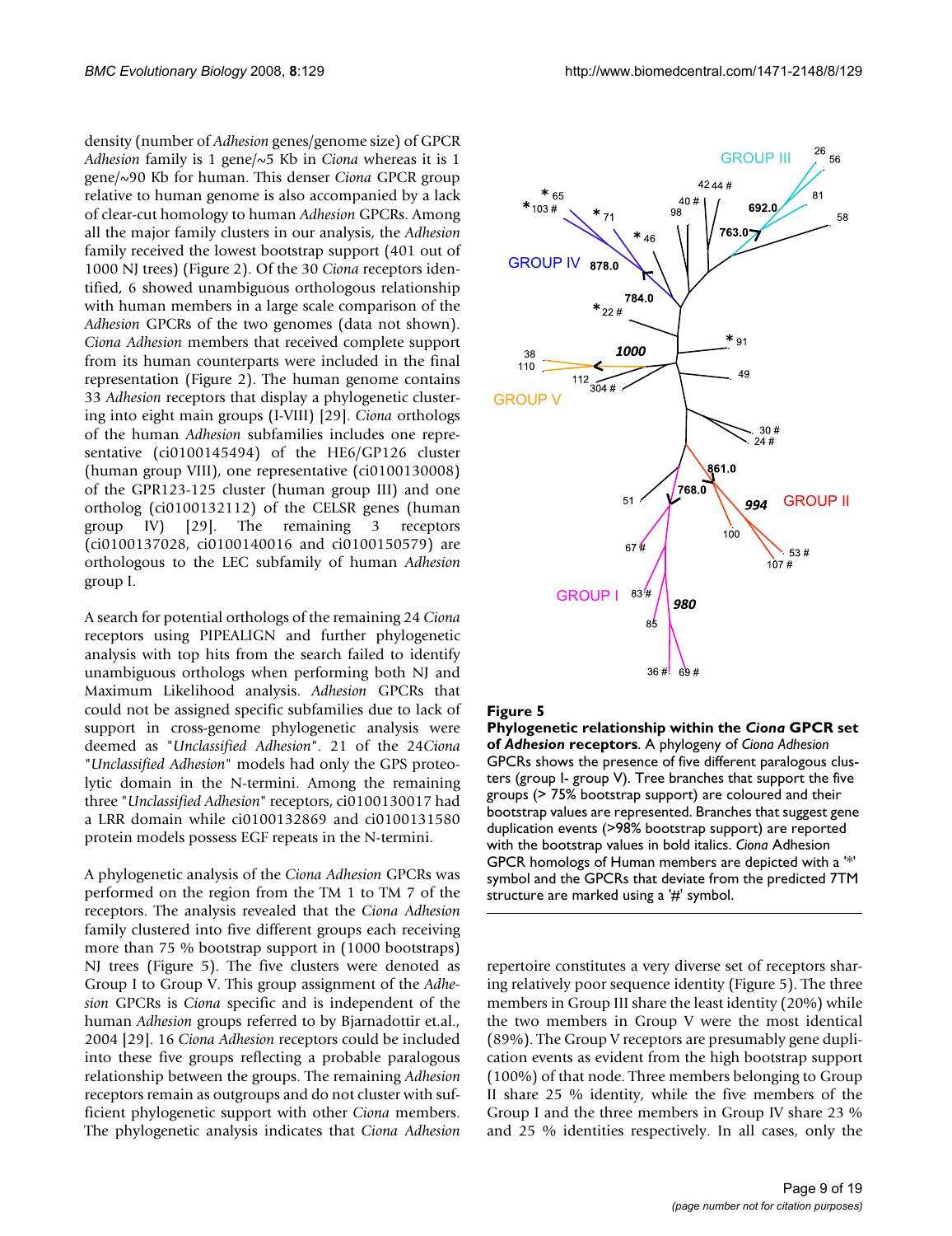density (number of *Adhesion* genes/genome size) of GPCR *Adhesion* family is 1 gene/~5 Kb in *Ciona* whereas it is 1 gene/~90 Kb for human. This denser *Ciona* GPCR group relative to human genome is also accompanied by a lack of clear-cut homology to human *Adhesion* GPCRs. Among all the major family clusters in our analysis, the *Adhesion* family received the lowest bootstrap support (401 out of 1000 NJ trees) (Figure 2). Of the 30 *Ciona* receptors identified, 6 showed unambiguous orthologous relationship with human members in a large scale comparison of the *Adhesion* GPCRs of the two genomes (data not shown). *Ciona Adhesion* members that received complete support from its human counterparts were included in the final representation (Figure 2). The human genome contains 33 *Adhesion* receptors that display a phylogenetic clustering into eight main groups (I-VIII) [29]. *Ciona* orthologs of the human *Adhesion* subfamilies includes one representative (ci0100145494) of the HE6/GP126 cluster (human group VIII), one representative (ci0100130008) of the GPR123-125 cluster (human group III) and one ortholog (ci0100132112) of the CELSR genes (human group IV) [29]. The remaining 3 receptors (ci0100137028, ci0100140016 and ci0100150579) are orthologous to the LEC subfamily of human *Adhesion* group I.

A search for potential orthologs of the remaining 24 *Ciona* receptors using PIPEALIGN and further phylogenetic analysis with top hits from the search failed to identify unambiguous orthologs when performing both NJ and Maximum Likelihood analysis. *Adhesion* GPCRs that could not be assigned specific subfamilies due to lack of support in cross-genome phylogenetic analysis were deemed as "*Unclassified Adhesion*". 21 of the 24*Ciona* "*Unclassified Adhesion*" models had only the GPS proteolytic domain in the N-termini. Among the remaining three "*Unclassified Adhesion*" receptors, ci0100130017 had a LRR domain while ci0100132869 and ci0100131580 protein models possess EGF repeats in the N-termini.

A phylogenetic analysis of the *Ciona Adhesion* GPCRs was performed on the region from the TM 1 to TM 7 of the receptors. The analysis revealed that the *Ciona Adhesion* family clustered into five different groups each receiving more than 75 % bootstrap support in (1000 bootstraps) NJ trees (Figure 5). The five clusters were denoted as Group I to Group V. This group assignment of the *Adhesion* GPCRs is *Ciona* specific and is independent of the human *Adhesion* groups referred to by Bjarnadottir et.al., 2004 [29]. 16 *Ciona Adhesion* receptors could be included into these five groups reflecting a probable paralogous relationship between the groups. The remaining *Adhesion* receptors remain as outgroups and do not cluster with sufficient phylogenetic support with other *Ciona* members. The phylogenetic analysis indicates that *Ciona Adhesion* repertoire constitutes a very diverse set of receptors sharing relatively poor sequence identity (Figure 5). The three members in Group III share the least identity (20%) while the two members in Group V were the most identical (89%). The Group V receptors are presumably gene duplication events as evident from the high bootstrap support (100%) of that node. Three members belonging to Group II share 25 % identity, while the five members of the Group I and the three members in Group IV share 23 % and 25 % identities respectively. In all cases, only the

**Figure 5**

**Phylogenetic relationship within the *Ciona* GPCR set of *Adhesion* receptors**. A phylogeny of *Ciona Adhesion* GPCRs shows the presence of five different paralogous clusters (group I- group V). Tree branches that support the five groups (> 75% bootstrap support) are coloured and their bootstrap values are represented. Branches that suggest gene duplication events (>98% bootstrap support) are reported with the bootstrap values in bold italics. *Ciona* Adhesion GPCR homologs of Human members are depicted with a '*' symbol and the GPCRs that deviate from the predicted 7TM structure are marked using a '#' symbol.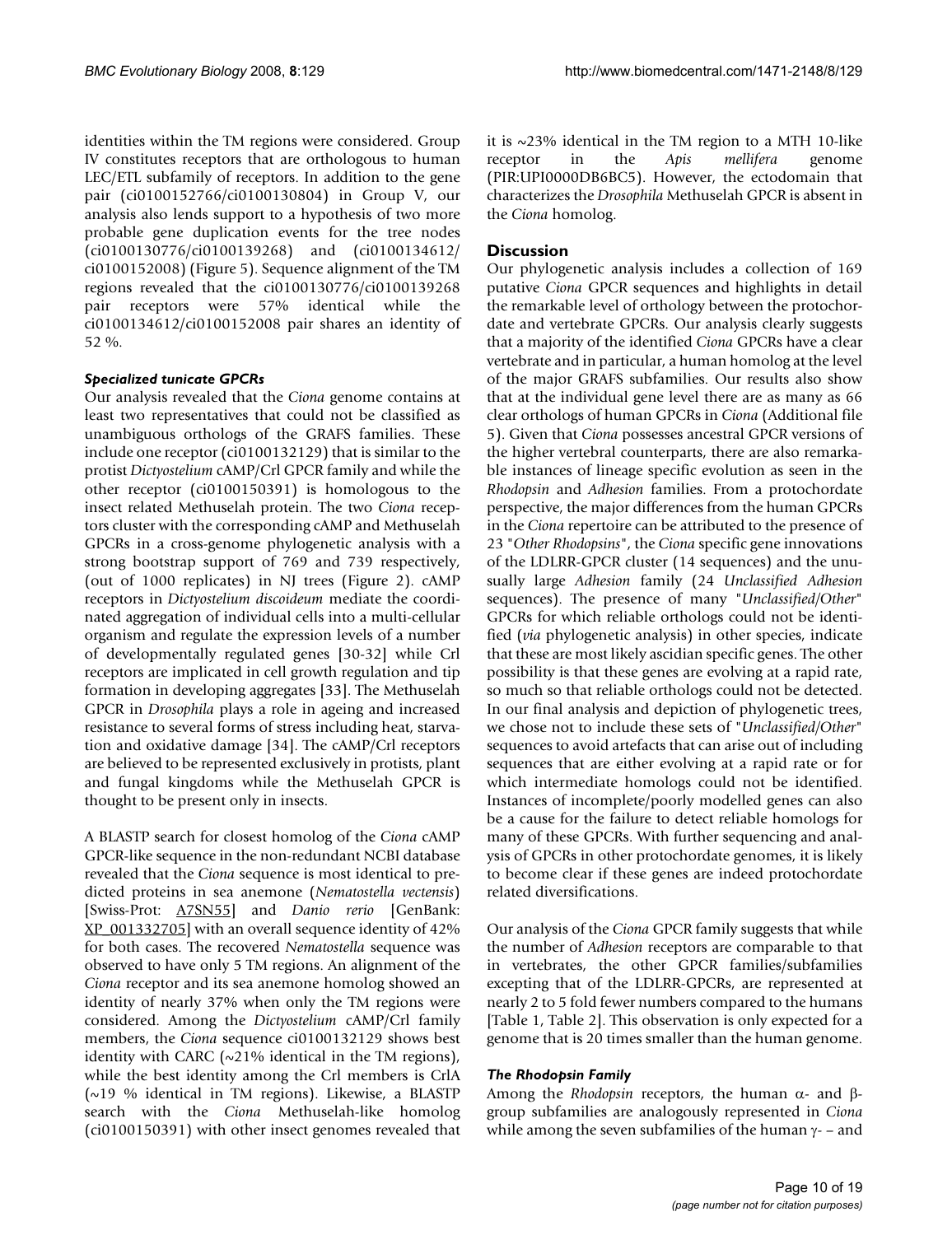identities within the TM regions were considered. Group IV constitutes receptors that are orthologous to human LEC/ETL subfamily of receptors. In addition to the gene pair (ci0100152766/ci0100130804) in Group V, our analysis also lends support to a hypothesis of two more probable gene duplication events for the tree nodes (ci0100130776/ci0100139268) and (ci0100134612/ ci0100152008) (Figure 5). Sequence alignment of the TM regions revealed that the ci0100130776/ci0100139268 pair receptors were 57% identical while the ci0100134612/ci0100152008 pair shares an identity of 52 %.

### *Specialized tunicate GPCRs*

Our analysis revealed that the *Ciona* genome contains at least two representatives that could not be classified as unambiguous orthologs of the GRAFS families. These include one receptor (ci0100132129) that is similar to the protist *Dictyostelium* cAMP/Crl GPCR family and while the other receptor (ci0100150391) is homologous to the insect related Methuselah protein. The two *Ciona* receptors cluster with the corresponding cAMP and Methuselah GPCRs in a cross-genome phylogenetic analysis with a strong bootstrap support of 769 and 739 respectively, (out of 1000 replicates) in NJ trees (Figure 2). cAMP receptors in *Dictyostelium discoideum* mediate the coordinated aggregation of individual cells into a multi-cellular organism and regulate the expression levels of a number of developmentally regulated genes [30-32] while Crl receptors are implicated in cell growth regulation and tip formation in developing aggregates [33]. The Methuselah GPCR in *Drosophila* plays a role in ageing and increased resistance to several forms of stress including heat, starvation and oxidative damage [34]. The cAMP/Crl receptors are believed to be represented exclusively in protists, plant and fungal kingdoms while the Methuselah GPCR is thought to be present only in insects.

A BLASTP search for closest homolog of the *Ciona* cAMP GPCR-like sequence in the non-redundant NCBI database revealed that the *Ciona* sequence is most identical to predicted proteins in sea anemone (*Nematostella vectensis*) [Swiss-Prot: A7SN55] and *Danio rerio* [GenBank: XP_001332705] with an overall sequence identity of 42% for both cases. The recovered *Nematostella* sequence was observed to have only 5 TM regions. An alignment of the *Ciona* receptor and its sea anemone homolog showed an identity of nearly 37% when only the TM regions were considered. Among the *Dictyostelium* cAMP/Crl family members, the *Ciona* sequence ci0100132129 shows best identity with CARC (~21% identical in the TM regions), while the best identity among the Crl members is CrlA (~19 % identical in TM regions). Likewise, a BLASTP search with the *Ciona* Methuselah-like homolog (ci0100150391) with other insect genomes revealed that it is ~23% identical in the TM region to a MTH 10-like receptor in the *Apis mellifera* genome (PIR:UPI0000DB6BC5). However, the ectodomain that characterizes the *Drosophila* Methuselah GPCR is absent in the *Ciona* homolog.

## Discussion

Our phylogenetic analysis includes a collection of 169 putative *Ciona* GPCR sequences and highlights in detail the remarkable level of orthology between the protochordate and vertebrate GPCRs. Our analysis clearly suggests that a majority of the identified *Ciona* GPCRs have a clear vertebrate and in particular, a human homolog at the level of the major GRAFS subfamilies. Our results also show that at the individual gene level there are as many as 66 clear orthologs of human GPCRs in *Ciona* (Additional file 5). Given that *Ciona* possesses ancestral GPCR versions of the higher vertebral counterparts, there are also remarkable instances of lineage specific evolution as seen in the *Rhodopsin* and *Adhesion* families. From a protochordate perspective, the major differences from the human GPCRs in the *Ciona* repertoire can be attributed to the presence of 23 "*Other Rhodopsins*", the *Ciona* specific gene innovations of the LDLRR-GPCR cluster (14 sequences) and the unusually large *Adhesion* family (24 *Unclassified Adhesion* sequences). The presence of many "*Unclassified/Other*" GPCRs for which reliable orthologs could not be identified (*via* phylogenetic analysis) in other species, indicate that these are most likely ascidian specific genes. The other possibility is that these genes are evolving at a rapid rate, so much so that reliable orthologs could not be detected. In our final analysis and depiction of phylogenetic trees, we chose not to include these sets of "*Unclassified/Other*" sequences to avoid artefacts that can arise out of including sequences that are either evolving at a rapid rate or for which intermediate homologs could not be identified. Instances of incomplete/poorly modelled genes can also be a cause for the failure to detect reliable homologs for many of these GPCRs. With further sequencing and analysis of GPCRs in other protochordate genomes, it is likely to become clear if these genes are indeed protochordate related diversifications.

Our analysis of the *Ciona* GPCR family suggests that while the number of *Adhesion* receptors are comparable to that in vertebrates, the other GPCR families/subfamilies excepting that of the LDLRR-GPCRs, are represented at nearly 2 to 5 fold fewer numbers compared to the humans [Table 1, Table 2]. This observation is only expected for a genome that is 20 times smaller than the human genome.

### *The Rhodopsin Family*

Among the *Rhodopsin* receptors, the human α- and β-group subfamilies are analogously represented in *Ciona* while among the seven subfamilies of the human γ- – and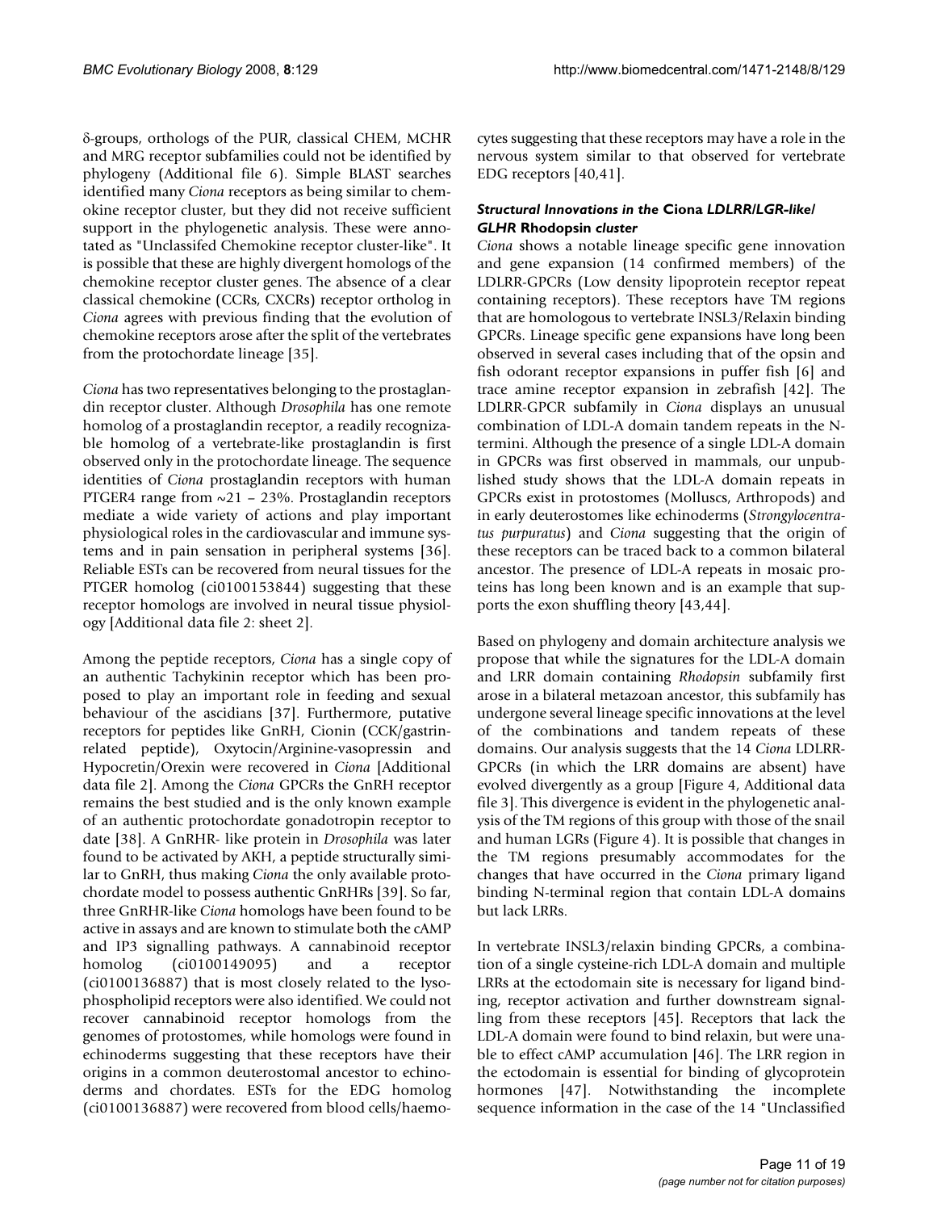δ-groups, orthologs of the PUR, classical CHEM, MCHR and MRG receptor subfamilies could not be identified by phylogeny (Additional file 6). Simple BLAST searches identified many *Ciona* receptors as being similar to chemokine receptor cluster, but they did not receive sufficient support in the phylogenetic analysis. These were annotated as "Unclassifed Chemokine receptor cluster-like". It is possible that these are highly divergent homologs of the chemokine receptor cluster genes. The absence of a clear classical chemokine (CCRs, CXCRs) receptor ortholog in *Ciona* agrees with previous finding that the evolution of chemokine receptors arose after the split of the vertebrates from the protochordate lineage [35].

*Ciona* has two representatives belonging to the prostaglandin receptor cluster. Although *Drosophila* has one remote homolog of a prostaglandin receptor, a readily recognizable homolog of a vertebrate-like prostaglandin is first observed only in the protochordate lineage. The sequence identities of *Ciona* prostaglandin receptors with human PTGER4 range from ~21 – 23%. Prostaglandin receptors mediate a wide variety of actions and play important physiological roles in the cardiovascular and immune systems and in pain sensation in peripheral systems [36]. Reliable ESTs can be recovered from neural tissues for the PTGER homolog (ci0100153844) suggesting that these receptor homologs are involved in neural tissue physiology [Additional data file 2: sheet 2].

Among the peptide receptors, *Ciona* has a single copy of an authentic Tachykinin receptor which has been proposed to play an important role in feeding and sexual behaviour of the ascidians [37]. Furthermore, putative receptors for peptides like GnRH, Cionin (CCK/gastrin-related peptide), Oxytocin/Arginine-vasopressin and Hypocretin/Orexin were recovered in *Ciona* [Additional data file 2]. Among the *Ciona* GPCRs the GnRH receptor remains the best studied and is the only known example of an authentic protochordate gonadotropin receptor to date [38]. A GnRHR- like protein in *Drosophila* was later found to be activated by AKH, a peptide structurally similar to GnRH, thus making *Ciona* the only available protochordate model to possess authentic GnRHRs [39]. So far, three GnRHR-like *Ciona* homologs have been found to be active in assays and are known to stimulate both the cAMP and IP3 signalling pathways. A cannabinoid receptor homolog (ci0100149095) and a receptor (ci0100136887) that is most closely related to the lysophospholipid receptors were also identified. We could not recover cannabinoid receptor homologs from the genomes of protostomes, while homologs were found in echinoderms suggesting that these receptors have their origins in a common deuterostomal ancestor to echinoderms and chordates. ESTs for the EDG homolog (ci0100136887) were recovered from blood cells/haemocytes suggesting that these receptors may have a role in the nervous system similar to that observed for vertebrate EDG receptors [40,41].

### *Structural Innovations in the* Ciona *LDLRR/LGR-like/GLHR* Rhodopsin *cluster*

*Ciona* shows a notable lineage specific gene innovation and gene expansion (14 confirmed members) of the LDLRR-GPCRs (Low density lipoprotein receptor repeat containing receptors). These receptors have TM regions that are homologous to vertebrate INSL3/Relaxin binding GPCRs. Lineage specific gene expansions have long been observed in several cases including that of the opsin and fish odorant receptor expansions in puffer fish [6] and trace amine receptor expansion in zebrafish [42]. The LDLRR-GPCR subfamily in *Ciona* displays an unusual combination of LDL-A domain tandem repeats in the N-termini. Although the presence of a single LDL-A domain in GPCRs was first observed in mammals, our unpublished study shows that the LDL-A domain repeats in GPCRs exist in protostomes (Molluscs, Arthropods) and in early deuterostomes like echinoderms (*Strongylocentratus purpuratus*) and *Ciona* suggesting that the origin of these receptors can be traced back to a common bilateral ancestor. The presence of LDL-A repeats in mosaic proteins has long been known and is an example that supports the exon shuffling theory [43,44].

Based on phylogeny and domain architecture analysis we propose that while the signatures for the LDL-A domain and LRR domain containing *Rhodopsin* subfamily first arose in a bilateral metazoan ancestor, this subfamily has undergone several lineage specific innovations at the level of the combinations and tandem repeats of these domains. Our analysis suggests that the 14 *Ciona* LDLRR-GPCRs (in which the LRR domains are absent) have evolved divergently as a group [Figure 4, Additional data file 3]. This divergence is evident in the phylogenetic analysis of the TM regions of this group with those of the snail and human LGRs (Figure 4). It is possible that changes in the TM regions presumably accommodates for the changes that have occurred in the *Ciona* primary ligand binding N-terminal region that contain LDL-A domains but lack LRRs.

In vertebrate INSL3/relaxin binding GPCRs, a combination of a single cysteine-rich LDL-A domain and multiple LRRs at the ectodomain site is necessary for ligand binding, receptor activation and further downstream signalling from these receptors [45]. Receptors that lack the LDL-A domain were found to bind relaxin, but were unable to effect cAMP accumulation [46]. The LRR region in the ectodomain is essential for binding of glycoprotein hormones [47]. Notwithstanding the incomplete sequence information in the case of the 14 "Unclassified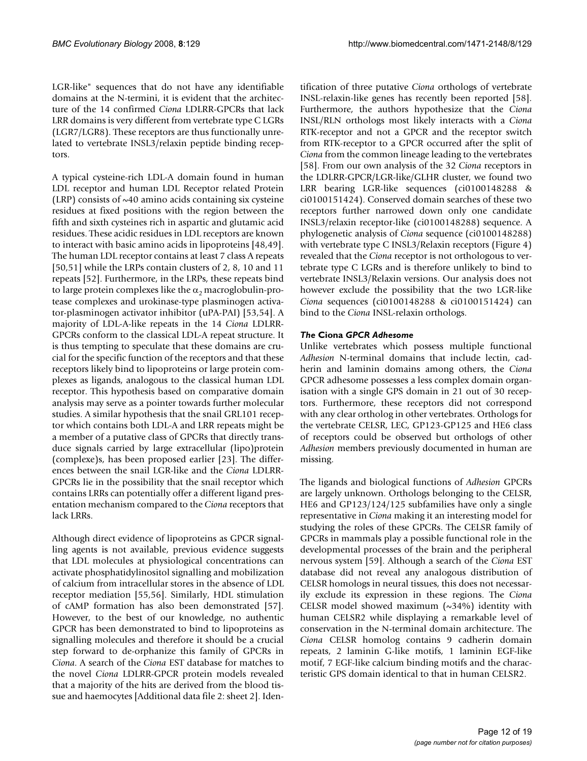LGR-like" sequences that do not have any identifiable domains at the N-termini, it is evident that the architecture of the 14 confirmed *Ciona* LDLRR-GPCRs that lack LRR domains is very different from vertebrate type C LGRs (LGR7/LGR8). These receptors are thus functionally unrelated to vertebrate INSL3/relaxin peptide binding receptors.

A typical cysteine-rich LDL-A domain found in human LDL receptor and human LDL Receptor related Protein (LRP) consists of ~40 amino acids containing six cysteine residues at fixed positions with the region between the fifth and sixth cysteines rich in aspartic and glutamic acid residues. These acidic residues in LDL receptors are known to interact with basic amino acids in lipoproteins [48,49]. The human LDL receptor contains at least 7 class A repeats [50,51] while the LRPs contain clusters of 2, 8, 10 and 11 repeats [52]. Furthermore, in the LRPs, these repeats bind to large protein complexes like the $\alpha_2$ macroglobulin-protease complexes and urokinase-type plasminogen activator-plasminogen activator inhibitor (uPA-PAI) [53,54]. A majority of LDL-A-like repeats in the 14 *Ciona* LDLRR-GPCRs conform to the classical LDL-A repeat structure. It is thus tempting to speculate that these domains are crucial for the specific function of the receptors and that these receptors likely bind to lipoproteins or large protein complexes as ligands, analogous to the classical human LDL receptor. This hypothesis based on comparative domain analysis may serve as a pointer towards further molecular studies. A similar hypothesis that the snail GRL101 receptor which contains both LDL-A and LRR repeats might be a member of a putative class of GPCRs that directly transduce signals carried by large extracellular (lipo)protein (complexe)s, has been proposed earlier [23]. The differences between the snail LGR-like and the *Ciona* LDLRR-GPCRs lie in the possibility that the snail receptor which contains LRRs can potentially offer a different ligand presentation mechanism compared to the *Ciona* receptors that lack LRRs.

Although direct evidence of lipoproteins as GPCR signalling agents is not available, previous evidence suggests that LDL molecules at physiological concentrations can activate phosphatidylinositol signalling and mobilization of calcium from intracellular stores in the absence of LDL receptor mediation [55,56]. Similarly, HDL stimulation of cAMP formation has also been demonstrated [57]. However, to the best of our knowledge, no authentic GPCR has been demonstrated to bind to lipoproteins as signalling molecules and therefore it should be a crucial step forward to de-orphanize this family of GPCRs in *Ciona*. A search of the *Ciona* EST database for matches to the novel *Ciona* LDLRR-GPCR protein models revealed that a majority of the hits are derived from the blood tissue and haemocytes [Additional data file 2: sheet 2]. Identification of three putative *Ciona* orthologs of vertebrate INSL-relaxin-like genes has recently been reported [58]. Furthermore, the authors hypothesize that the *Ciona* INSL/RLN orthologs most likely interacts with a *Ciona* RTK-receptor and not a GPCR and the receptor switch from RTK-receptor to a GPCR occurred after the split of *Ciona* from the common lineage leading to the vertebrates [58]. From our own analysis of the 32 *Ciona* receptors in the LDLRR-GPCR/LGR-like/GLHR cluster, we found two LRR bearing LGR-like sequences (ci0100148288 & ci0100151424). Conserved domain searches of these two receptors further narrowed down only one candidate INSL3/relaxin receptor-like (ci0100148288) sequence. A phylogenetic analysis of *Ciona* sequence (ci0100148288) with vertebrate type C INSL3/Relaxin receptors (Figure 4) revealed that the *Ciona* receptor is not orthologous to vertebrate type C LGRs and is therefore unlikely to bind to vertebrate INSL3/Relaxin versions. Our analysis does not however exclude the possibility that the two LGR-like *Ciona* sequences (ci0100148288 & ci0100151424) can bind to the *Ciona* INSL-relaxin orthologs.

### *The* Ciona *GPCR Adhesome*

Unlike vertebrates which possess multiple functional *Adhesion* N-terminal domains that include lectin, cadherin and laminin domains among others, the *Ciona* GPCR adhesome possesses a less complex domain organisation with a single GPS domain in 21 out of 30 receptors. Furthermore, these receptors did not correspond with any clear ortholog in other vertebrates. Orthologs for the vertebrate CELSR, LEC, GP123-GP125 and HE6 class of receptors could be observed but orthologs of other *Adhesion* members previously documented in human are missing.

The ligands and biological functions of *Adhesion* GPCRs are largely unknown. Orthologs belonging to the CELSR, HE6 and GP123/124/125 subfamilies have only a single representative in *Ciona* making it an interesting model for studying the roles of these GPCRs. The CELSR family of GPCRs in mammals play a possible functional role in the developmental processes of the brain and the peripheral nervous system [59]. Although a search of the *Ciona* EST database did not reveal any analogous distribution of CELSR homologs in neural tissues, this does not necessarily exclude its expression in these regions. The *Ciona* CELSR model showed maximum (~34%) identity with human CELSR2 while displaying a remarkable level of conservation in the N-terminal domain architecture. The *Ciona* CELSR homolog contains 9 cadherin domain repeats, 2 laminin G-like motifs, 1 laminin EGF-like motif, 7 EGF-like calcium binding motifs and the characteristic GPS domain identical to that in human CELSR2.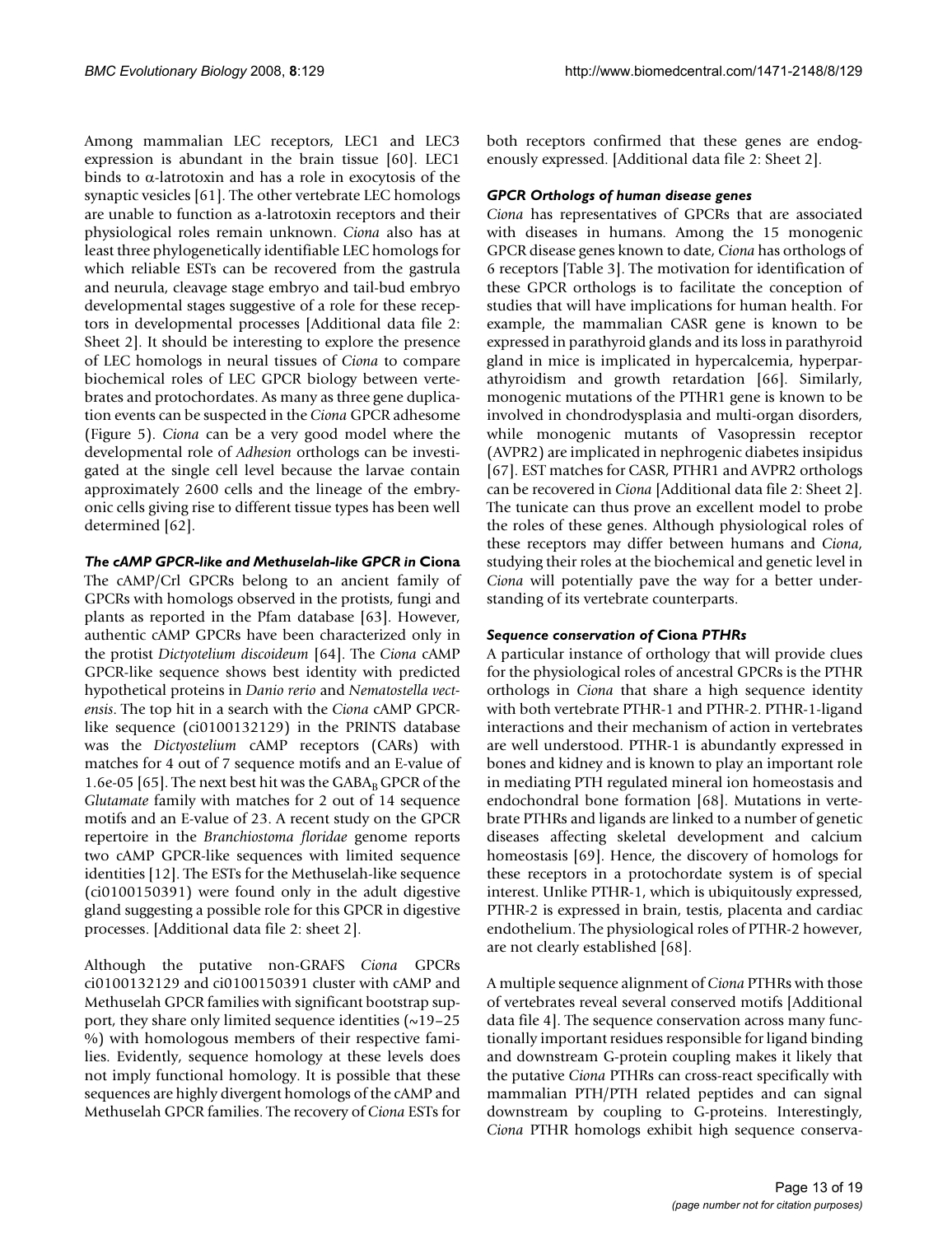Among mammalian LEC receptors, LEC1 and LEC3 expression is abundant in the brain tissue [60]. LEC1 binds to α-latrotoxin and has a role in exocytosis of the synaptic vesicles [61]. The other vertebrate LEC homologs are unable to function as a-latrotoxin receptors and their physiological roles remain unknown. *Ciona* also has at least three phylogenetically identifiable LEC homologs for which reliable ESTs can be recovered from the gastrula and neurula, cleavage stage embryo and tail-bud embryo developmental stages suggestive of a role for these receptors in developmental processes [Additional data file 2: Sheet 2]. It should be interesting to explore the presence of LEC homologs in neural tissues of *Ciona* to compare biochemical roles of LEC GPCR biology between vertebrates and protochordates. As many as three gene duplication events can be suspected in the *Ciona* GPCR adhesome (Figure 5). *Ciona* can be a very good model where the developmental role of *Adhesion* orthologs can be investigated at the single cell level because the larvae contain approximately 2600 cells and the lineage of the embryonic cells giving rise to different tissue types has been well determined [62].

### *The cAMP GPCR-like and Methuselah-like GPCR in* Ciona

The cAMP/Crl GPCRs belong to an ancient family of GPCRs with homologs observed in the protists, fungi and plants as reported in the Pfam database [63]. However, authentic cAMP GPCRs have been characterized only in the protist *Dictyotelium discoideum* [64]. The *Ciona* cAMP GPCR-like sequence shows best identity with predicted hypothetical proteins in *Danio rerio* and *Nematostella vectensis*. The top hit in a search with the *Ciona* cAMP GPCR-like sequence (ci0100132129) in the PRINTS database was the *Dictyostelium* cAMP receptors (CARs) with matches for 4 out of 7 sequence motifs and an E-value of 1.6e-05 [65]. The next best hit was the $GABA_B$ GPCR of the *Glutamate* family with matches for 2 out of 14 sequence motifs and an E-value of 23. A recent study on the GPCR repertoire in the *Branchiostoma floridae* genome reports two cAMP GPCR-like sequences with limited sequence identities [12]. The ESTs for the Methuselah-like sequence (ci0100150391) were found only in the adult digestive gland suggesting a possible role for this GPCR in digestive processes. [Additional data file 2: sheet 2].

Although the putative non-GRAFS *Ciona* GPCRs ci0100132129 and ci0100150391 cluster with cAMP and Methuselah GPCR families with significant bootstrap support, they share only limited sequence identities (~19–25 %) with homologous members of their respective families. Evidently, sequence homology at these levels does not imply functional homology. It is possible that these sequences are highly divergent homologs of the cAMP and Methuselah GPCR families. The recovery of *Ciona* ESTs for both receptors confirmed that these genes are endogenously expressed. [Additional data file 2: Sheet 2].

### *GPCR Orthologs of human disease genes*

*Ciona* has representatives of GPCRs that are associated with diseases in humans. Among the 15 monogenic GPCR disease genes known to date, *Ciona* has orthologs of 6 receptors [Table 3]. The motivation for identification of these GPCR orthologs is to facilitate the conception of studies that will have implications for human health. For example, the mammalian CASR gene is known to be expressed in parathyroid glands and its loss in parathyroid gland in mice is implicated in hypercalcemia, hyperparathyroidism and growth retardation [66]. Similarly, monogenic mutations of the PTHR1 gene is known to be involved in chondrodysplasia and multi-organ disorders, while monogenic mutants of Vasopressin receptor (AVPR2) are implicated in nephrogenic diabetes insipidus [67]. EST matches for CASR, PTHR1 and AVPR2 orthologs can be recovered in *Ciona* [Additional data file 2: Sheet 2]. The tunicate can thus prove an excellent model to probe the roles of these genes. Although physiological roles of these receptors may differ between humans and *Ciona*, studying their roles at the biochemical and genetic level in *Ciona* will potentially pave the way for a better understanding of its vertebrate counterparts.

### *Sequence conservation of* Ciona *PTHRs*

A particular instance of orthology that will provide clues for the physiological roles of ancestral GPCRs is the PTHR orthologs in *Ciona* that share a high sequence identity with both vertebrate PTHR-1 and PTHR-2. PTHR-1-ligand interactions and their mechanism of action in vertebrates are well understood. PTHR-1 is abundantly expressed in bones and kidney and is known to play an important role in mediating PTH regulated mineral ion homeostasis and endochondral bone formation [68]. Mutations in vertebrate PTHRs and ligands are linked to a number of genetic diseases affecting skeletal development and calcium homeostasis [69]. Hence, the discovery of homologs for these receptors in a protochordate system is of special interest. Unlike PTHR-1, which is ubiquitously expressed, PTHR-2 is expressed in brain, testis, placenta and cardiac endothelium. The physiological roles of PTHR-2 however, are not clearly established [68].

A multiple sequence alignment of *Ciona* PTHRs with those of vertebrates reveal several conserved motifs [Additional data file 4]. The sequence conservation across many functionally important residues responsible for ligand binding and downstream G-protein coupling makes it likely that the putative *Ciona* PTHRs can cross-react specifically with mammalian PTH/PTH related peptides and can signal downstream by coupling to G-proteins. Interestingly, *Ciona* PTHR homologs exhibit high sequence conserva-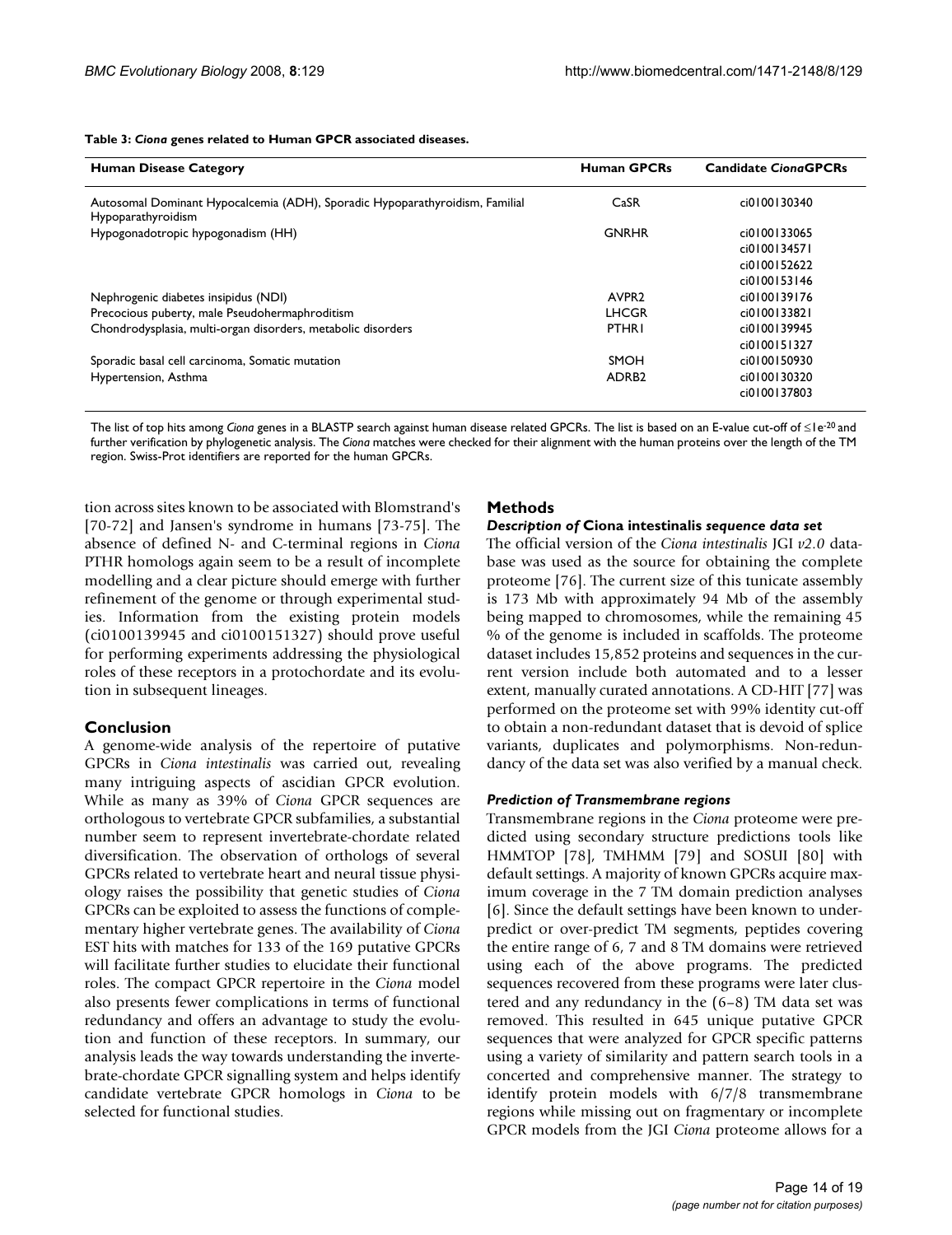**Table 3: *Ciona* genes related to Human GPCR associated diseases.**

| Human Disease Category | Human GPCRs | Candidate *Ciona*GPCRs |
| --- | --- | --- |
| Autosomal Dominant Hypocalcemia (ADH), Sporadic Hypoparathyroidism, Familial Hypoparathyroidism | CaSR | ci0100130340 |
| Hypogonadotropic hypogonadism (HH) | GNRHR | ci0100133065 |
| | | ci0100134571 |
| | | ci0100152622 |
| | | ci0100153146 |
| Nephrogenic diabetes insipidus (NDI) | AVPR2 | ci0100139176 |
| Precocious puberty, male Pseudohermaphroditism | LHCGR | ci0100133821 |
| Chondrodysplasia, multi-organ disorders, metabolic disorders | PTHR1 | ci0100139945 |
| | | ci0100151327 |
| Sporadic basal cell carcinoma, Somatic mutation | SMOH | ci0100150930 |
| Hypertension, Asthma | ADRB2 | ci0100130320 |
| | | ci0100137803 |

The list of top hits among *Ciona* genes in a BLASTP search against human disease related GPCRs. The list is based on an E-value cut-off of ≤1e-20 and further verification by phylogenetic analysis. The *Ciona* matches were checked for their alignment with the human proteins over the length of the TM region. Swiss-Prot identifiers are reported for the human GPCRs.

tion across sites known to be associated with Blomstrand's [70-72] and Jansen's syndrome in humans [73-75]. The absence of defined N- and C-terminal regions in *Ciona* PTHR homologs again seem to be a result of incomplete modelling and a clear picture should emerge with further refinement of the genome or through experimental studies. Information from the existing protein models (ci0100139945 and ci0100151327) should prove useful for performing experiments addressing the physiological roles of these receptors in a protochordate and its evolution in subsequent lineages.

## Conclusion

A genome-wide analysis of the repertoire of putative GPCRs in *Ciona intestinalis* was carried out, revealing many intriguing aspects of ascidian GPCR evolution. While as many as 39% of *Ciona* GPCR sequences are orthologous to vertebrate GPCR subfamilies, a substantial number seem to represent invertebrate-chordate related diversification. The observation of orthologs of several GPCRs related to vertebrate heart and neural tissue physiology raises the possibility that genetic studies of *Ciona* GPCRs can be exploited to assess the functions of complementary higher vertebrate genes. The availability of *Ciona* EST hits with matches for 133 of the 169 putative GPCRs will facilitate further studies to elucidate their functional roles. The compact GPCR repertoire in the *Ciona* model also presents fewer complications in terms of functional redundancy and offers an advantage to study the evolution and function of these receptors. In summary, our analysis leads the way towards understanding the invertebrate-chordate GPCR signalling system and helps identify candidate vertebrate GPCR homologs in *Ciona* to be selected for functional studies.

## Methods

### *Description of* **Ciona intestinalis** *sequence data set*

The official version of the *Ciona intestinalis* JGI *v2.0* database was used as the source for obtaining the complete proteome [76]. The current size of this tunicate assembly is 173 Mb with approximately 94 Mb of the assembly being mapped to chromosomes, while the remaining 45 % of the genome is included in scaffolds. The proteome dataset includes 15,852 proteins and sequences in the current version include both automated and to a lesser extent, manually curated annotations. A CD-HIT [77] was performed on the proteome set with 99% identity cut-off to obtain a non-redundant dataset that is devoid of splice variants, duplicates and polymorphisms. Non-redundancy of the data set was also verified by a manual check.

### *Prediction of Transmembrane regions*

Transmembrane regions in the *Ciona* proteome were predicted using secondary structure predictions tools like HMMTOP [78], TMHMM [79] and SOSUI [80] with default settings. A majority of known GPCRs acquire maximum coverage in the 7 TM domain prediction analyses [6]. Since the default settings have been known to under-predict or over-predict TM segments, peptides covering the entire range of 6, 7 and 8 TM domains were retrieved using each of the above programs. The predicted sequences recovered from these programs were later clustered and any redundancy in the (6–8) TM data set was removed. This resulted in 645 unique putative GPCR sequences that were analyzed for GPCR specific patterns using a variety of similarity and pattern search tools in a concerted and comprehensive manner. The strategy to identify protein models with 6/7/8 transmembrane regions while missing out on fragmentary or incomplete GPCR models from the JGI *Ciona* proteome allows for a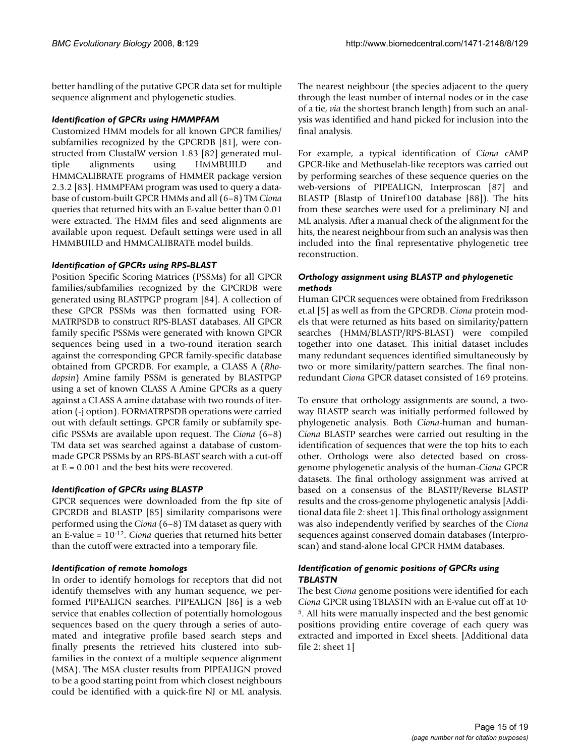better handling of the putative GPCR data set for multiple sequence alignment and phylogenetic studies.

### *Identification of GPCRs using HMMPFAM*

Customized HMM models for all known GPCR families/subfamilies recognized by the GPCRDB [81], were constructed from ClustalW version 1.83 [82] generated multiple alignments using HMMBUILD and HMMCALIBRATE programs of HMMER package version 2.3.2 [83]. HMMPFAM program was used to query a database of custom-built GPCR HMMs and all (6–8) TM *Ciona* queries that returned hits with an E-value better than 0.01 were extracted. The HMM files and seed alignments are available upon request. Default settings were used in all HMMBUILD and HMMCALIBRATE model builds.

### *Identification of GPCRs using RPS-BLAST*

Position Specific Scoring Matrices (PSSMs) for all GPCR families/subfamilies recognized by the GPCRDB were generated using BLASTPGP program [84]. A collection of these GPCR PSSMs was then formatted using FORMATRPSDB to construct RPS-BLAST databases. All GPCR family specific PSSMs were generated with known GPCR sequences being used in a two-round iteration search against the corresponding GPCR family-specific database obtained from GPCRDB. For example, a CLASS A (*Rhodopsin*) Amine family PSSM is generated by BLASTPGP using a set of known CLASS A Amine GPCRs as a query against a CLASS A amine database with two rounds of iteration (-j option). FORMATRPSDB operations were carried out with default settings. GPCR family or subfamily specific PSSMs are available upon request. The *Ciona* (6–8) TM data set was searched against a database of custom-made GPCR PSSMs by an RPS-BLAST search with a cut-off at E = 0.001 and the best hits were recovered.

### *Identification of GPCRs using BLASTP*

GPCR sequences were downloaded from the ftp site of GPCRDB and BLASTP [85] similarity comparisons were performed using the *Ciona* (6–8) TM dataset as query with an E-value = $10^{-12}$. *Ciona* queries that returned hits better than the cutoff were extracted into a temporary file.

### *Identification of remote homologs*

In order to identify homologs for receptors that did not identify themselves with any human sequence, we performed PIPEALIGN searches. PIPEALIGN [86] is a web service that enables collection of potentially homologous sequences based on the query through a series of automated and integrative profile based search steps and finally presents the retrieved hits clustered into subfamilies in the context of a multiple sequence alignment (MSA). The MSA cluster results from PIPEALIGN proved to be a good starting point from which closest neighbours could be identified with a quick-fire NJ or ML analysis. The nearest neighbour (the species adjacent to the query through the least number of internal nodes or in the case of a tie, *via* the shortest branch length) from such an analysis was identified and hand picked for inclusion into the final analysis.

For example, a typical identification of *Ciona* cAMP GPCR-like and Methuselah-like receptors was carried out by performing searches of these sequence queries on the web-versions of PIPEALIGN, Interproscan [87] and BLASTP (Blastp of Uniref100 database [88]). The hits from these searches were used for a preliminary NJ and ML analysis. After a manual check of the alignment for the hits, the nearest neighbour from such an analysis was then included into the final representative phylogenetic tree reconstruction.

### *Orthology assignment using BLASTP and phylogenetic methods*

Human GPCR sequences were obtained from Fredriksson et.al [5] as well as from the GPCRDB. *Ciona* protein models that were returned as hits based on similarity/pattern searches (HMM/BLASTP/RPS-BLAST) were compiled together into one dataset. This initial dataset includes many redundant sequences identified simultaneously by two or more similarity/pattern searches. The final non-redundant *Ciona* GPCR dataset consisted of 169 proteins.

To ensure that orthology assignments are sound, a two-way BLASTP search was initially performed followed by phylogenetic analysis. Both *Ciona*-human and human-*Ciona* BLASTP searches were carried out resulting in the identification of sequences that were the top hits to each other. Orthologs were also detected based on cross-genome phylogenetic analysis of the human-*Ciona* GPCR datasets. The final orthology assignment was arrived at based on a consensus of the BLASTP/Reverse BLASTP results and the cross-genome phylogenetic analysis [Additional data file 2: sheet 1]. This final orthology assignment was also independently verified by searches of the *Ciona* sequences against conserved domain databases (Interproscan) and stand-alone local GPCR HMM databases.

### *Identification of genomic positions of GPCRs using TBLASTN*

The best *Ciona* genome positions were identified for each *Ciona* GPCR using TBLASTN with an E-value cut off at $10^{-5}$. All hits were manually inspected and the best genomic positions providing entire coverage of each query was extracted and imported in Excel sheets. [Additional data file 2: sheet 1]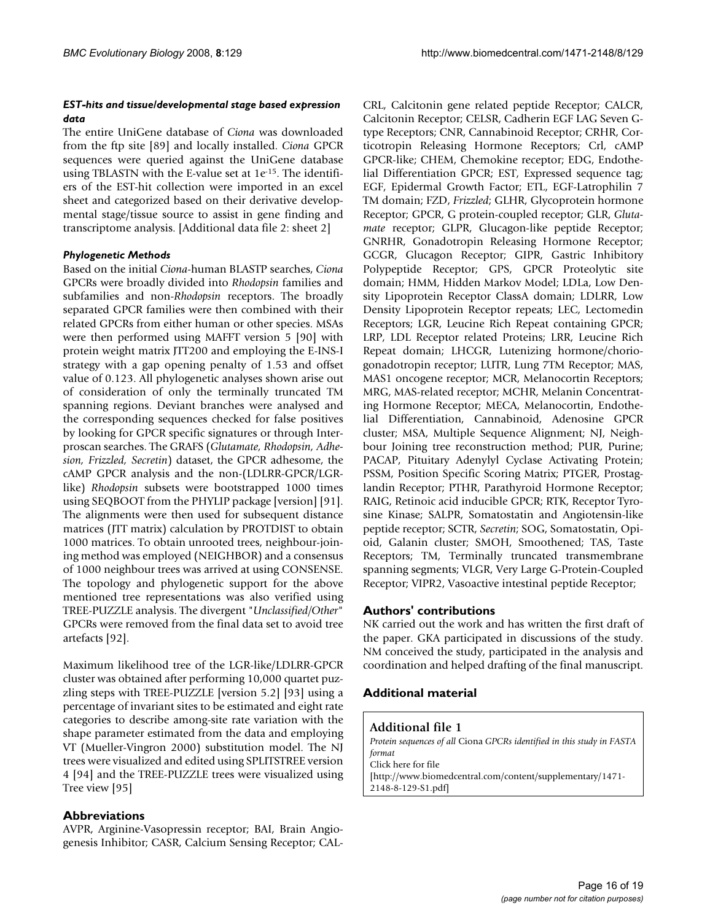#### *EST-hits and tissue/developmental stage based expression data*

The entire UniGene database of *Ciona* was downloaded from the ftp site [89] and locally installed. *Ciona* GPCR sequences were queried against the UniGene database using TBLASTN with the E-value set at $1e^{-15}$. The identifiers of the EST-hit collection were imported in an excel sheet and categorized based on their derivative developmental stage/tissue source to assist in gene finding and transcriptome analysis. [Additional data file 2: sheet 2]

#### *Phylogenetic Methods*

Based on the initial *Ciona*-human BLASTP searches, *Ciona* GPCRs were broadly divided into *Rhodopsin* families and subfamilies and non-*Rhodopsin* receptors. The broadly separated GPCR families were then combined with their related GPCRs from either human or other species. MSAs were then performed using MAFFT version 5 [90] with protein weight matrix JTT200 and employing the E-INS-I strategy with a gap opening penalty of 1.53 and offset value of 0.123. All phylogenetic analyses shown arise out of consideration of only the terminally truncated TM spanning regions. Deviant branches were analysed and the corresponding sequences checked for false positives by looking for GPCR specific signatures or through Interproscan searches. The GRAFS (*Glutamate, Rhodopsin, Adhesion, Frizzled, Secretin*) dataset, the GPCR adhesome, the cAMP GPCR analysis and the non-(LDLRR-GPCR/LGR-like) *Rhodopsin* subsets were bootstrapped 1000 times using SEQBOOT from the PHYLIP package [version] [91]. The alignments were then used for subsequent distance matrices (JTT matrix) calculation by PROTDIST to obtain 1000 matrices. To obtain unrooted trees, neighbour-joining method was employed (NEIGHBOR) and a consensus of 1000 neighbour trees was arrived at using CONSENSE. The topology and phylogenetic support for the above mentioned tree representations was also verified using TREE-PUZZLE analysis. The divergent "*Unclassified/Other*" GPCRs were removed from the final data set to avoid tree artefacts [92].

Maximum likelihood tree of the LGR-like/LDLRR-GPCR cluster was obtained after performing 10,000 quartet puzzling steps with TREE-PUZZLE [version 5.2] [93] using a percentage of invariant sites to be estimated and eight rate categories to describe among-site rate variation with the shape parameter estimated from the data and employing VT (Mueller-Vingron 2000) substitution model. The NJ trees were visualized and edited using SPLITSTREE version 4 [94] and the TREE-PUZZLE trees were visualized using Tree view [95]

## Abbreviations

AVPR, Arginine-Vasopressin receptor; BAI, Brain Angiogenesis Inhibitor; CASR, Calcium Sensing Receptor; CALCRL, Calcitonin gene related peptide Receptor; CALCR, Calcitonin Receptor; CELSR, Cadherin EGF LAG Seven G-type Receptors; CNR, Cannabinoid Receptor; CRHR, Corticotropin Releasing Hormone Receptors; Crl, cAMP GPCR-like; CHEM, Chemokine receptor; EDG, Endothelial Differentiation GPCR; EST, Expressed sequence tag; EGF, Epidermal Growth Factor; ETL, EGF-Latrophilin 7 TM domain; FZD, *Frizzled*; GLHR, Glycoprotein hormone Receptor; GPCR, G protein-coupled receptor; GLR, *Glutamate* receptor; GLPR, Glucagon-like peptide Receptor; GNRHR, Gonadotropin Releasing Hormone Receptor; GCGR, Glucagon Receptor; GIPR, Gastric Inhibitory Polypeptide Receptor; GPS, GPCR Proteolytic site domain; HMM, Hidden Markov Model; LDLa, Low Density Lipoprotein Receptor ClassA domain; LDLRR, Low Density Lipoprotein Receptor repeats; LEC, Lectomedin Receptors; LGR, Leucine Rich Repeat containing GPCR; LRP, LDL Receptor related Proteins; LRR, Leucine Rich Repeat domain; LHCGR, Lutenizing hormone/choriogonadotropin receptor; LUTR, Lung 7TM Receptor; MAS, MAS1 oncogene receptor; MCR, Melanocortin Receptors; MRG, MAS-related receptor; MCHR, Melanin Concentrating Hormone Receptor; MECA, Melanocortin, Endothelial Differentiation, Cannabinoid, Adenosine GPCR cluster; MSA, Multiple Sequence Alignment; NJ, Neighbour Joining tree reconstruction method; PUR, Purine; PACAP, Pituitary Adenylyl Cyclase Activating Protein; PSSM, Position Specific Scoring Matrix; PTGER, Prostaglandin Receptor; PTHR, Parathyroid Hormone Receptor; RAIG, Retinoic acid inducible GPCR; RTK, Receptor Tyrosine Kinase; SALPR, Somatostatin and Angiotensin-like peptide receptor; SCTR, *Secretin*; SOG, Somatostatin, Opioid, Galanin cluster; SMOH, Smoothened; TAS, Taste Receptors; TM, Terminally truncated transmembrane spanning segments; VLGR, Very Large G-Protein-Coupled Receptor; VIPR2, Vasoactive intestinal peptide Receptor;

## Authors' contributions

NK carried out the work and has written the first draft of the paper. GKA participated in discussions of the study. NM conceived the study, participated in the analysis and coordination and helped drafting of the final manuscript.

## Additional material

**Additional file 1**

*Protein sequences of all* Ciona *GPCRs identified in this study in FASTA format*

Click here for file

[http://www.biomedcentral.com/content/supplementary/1471-2148-8-129-S1.pdf]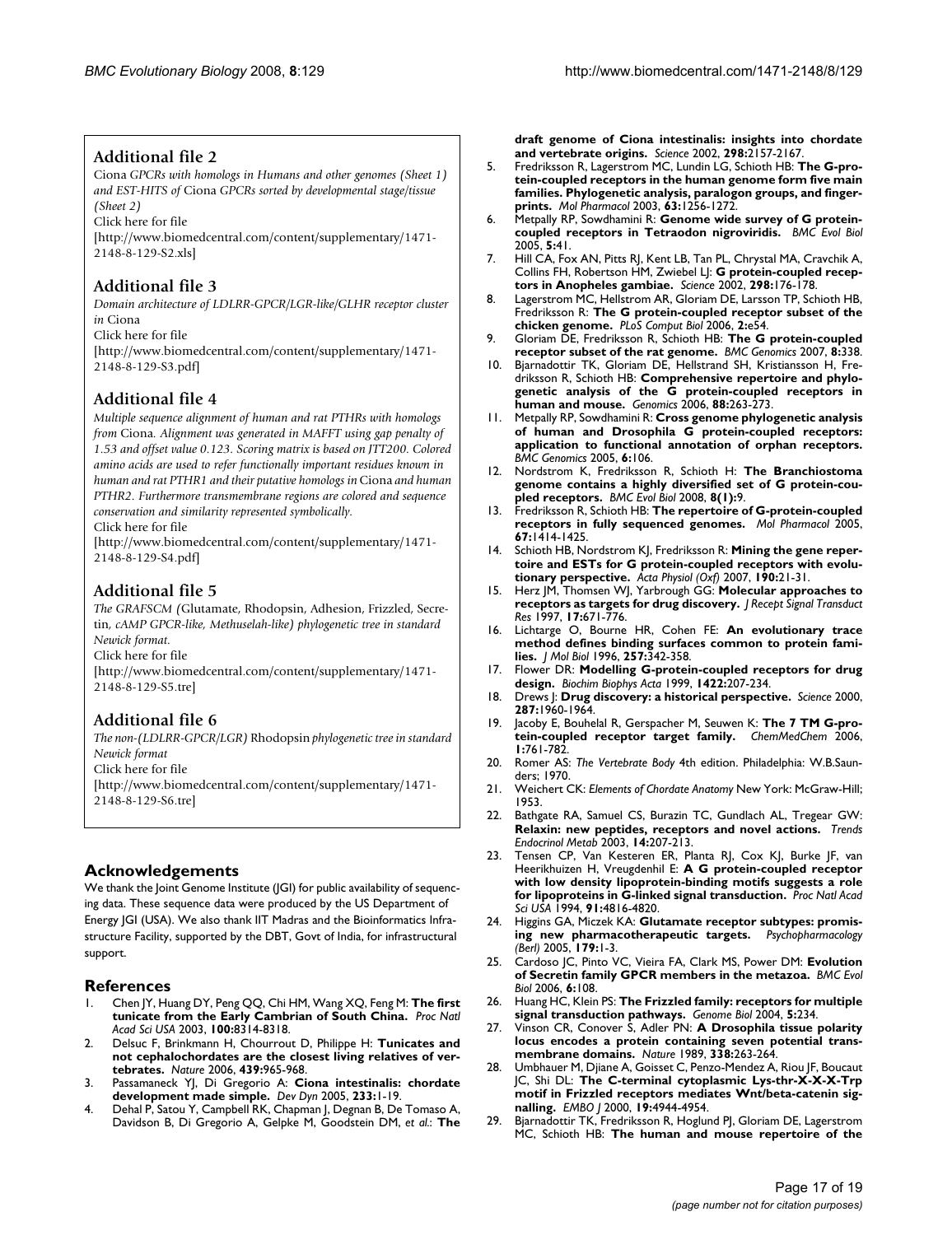## Additional file 2

*Ciona GPCRs with homologs in Humans and other genomes (Sheet 1) and EST-HITS of Ciona GPCRs sorted by developmental stage/tissue (Sheet 2)*

Click here for file

[http://www.biomedcentral.com/content/supplementary/1471-2148-8-129-S2.xls]

## Additional file 3

*Domain architecture of LDLRR-GPCR/LGR-like/GLHR receptor cluster in Ciona*

Click here for file

[http://www.biomedcentral.com/content/supplementary/1471-2148-8-129-S3.pdf]

## Additional file 4

*Multiple sequence alignment of human and rat PTHRs with homologs from Ciona. Alignment was generated in MAFFT using gap penalty of 1.53 and offset value 0.123. Scoring matrix is based on JTT200. Colored amino acids are used to refer functionally important residues known in human and rat PTHR1 and their putative homologs in Ciona and human PTHR2. Furthermore transmembrane regions are colored and sequence conservation and similarity represented symbolically.*

Click here for file

[http://www.biomedcentral.com/content/supplementary/1471-2148-8-129-S4.pdf]

## Additional file 5

*The GRAFSCM (Glutamate, Rhodopsin, Adhesion, Frizzled, Secretin, cAMP GPCR-like, Methuselah-like) phylogenetic tree in standard Newick format.*

Click here for file

[http://www.biomedcentral.com/content/supplementary/1471-2148-8-129-S5.tre]

## Additional file 6

*The non-(LDLRR-GPCR/LGR) Rhodopsin phylogenetic tree in standard Newick format*

Click here for file

[http://www.biomedcentral.com/content/supplementary/1471-2148-8-129-S6.tre]

## Acknowledgements

We thank the Joint Genome Institute (JGI) for public availability of sequencing data. These sequence data were produced by the US Department of Energy JGI (USA). We also thank IIT Madras and the Bioinformatics Infrastructure Facility, supported by the DBT, Govt of India, for infrastructural support.

## References

1. Chen JY, Huang DY, Peng QQ, Chi HM, Wang XQ, Feng M: **The first tunicate from the Early Cambrian of South China.** *Proc Natl Acad Sci USA* 2003, **100:**8314-8318.
2. Delsuc F, Brinkmann H, Chourrout D, Philippe H: **Tunicates and not cephalochordates are the closest living relatives of vertebrates.** *Nature* 2006, **439:**965-968.
3. Passamaneck YJ, Di Gregorio A: **Ciona intestinalis: chordate development made simple.** *Dev Dyn* 2005, **233:**1-19.
4. Dehal P, Satou Y, Campbell RK, Chapman J, Degnan B, De Tomaso A, Davidson B, Di Gregorio A, Gelpke M, Goodstein DM, *et al.*: **The draft genome of Ciona intestinalis: insights into chordate and vertebrate origins.** *Science* 2002, **298:**2157-2167.
5. Fredriksson R, Lagerstrom MC, Lundin LG, Schioth HB: **The G-protein-coupled receptors in the human genome form five main families. Phylogenetic analysis, paralogon groups, and fingerprints.** *Mol Pharmacol* 2003, **63:**1256-1272.
6. Metpally RP, Sowdhamini R: **Genome wide survey of G protein-coupled receptors in Tetraodon nigroviridis.** *BMC Evol Biol* 2005, **5:**41.
7. Hill CA, Fox AN, Pitts RJ, Kent LB, Tan PL, Chrystal MA, Cravchik A, Collins FH, Robertson HM, Zwiebel LJ: **G protein-coupled receptors in Anopheles gambiae.** *Science* 2002, **298:**176-178.
8. Lagerstrom MC, Hellstrom AR, Gloriam DE, Larsson TP, Schioth HB, Fredriksson R: **The G protein-coupled receptor subset of the chicken genome.** *PLoS Comput Biol* 2006, **2:**e54.
9. Gloriam DE, Fredriksson R, Schioth HB: **The G protein-coupled receptor subset of the rat genome.** *BMC Genomics* 2007, **8:**338.
10. Bjarnadottir TK, Gloriam DE, Hellstrand SH, Kristiansson H, Fredriksson R, Schioth HB: **Comprehensive repertoire and phylogenetic analysis of the G protein-coupled receptors in human and mouse.** *Genomics* 2006, **88:**263-273.
11. Metpally RP, Sowdhamini R: **Cross genome phylogenetic analysis of human and Drosophila G protein-coupled receptors: application to functional annotation of orphan receptors.** *BMC Genomics* 2005, **6:**106.
12. Nordstrom K, Fredriksson R, Schioth H: **The Branchiostoma genome contains a highly diversified set of G protein-coupled receptors.** *BMC Evol Biol* 2008, **8(1):**9.
13. Fredriksson R, Schioth HB: **The repertoire of G-protein-coupled receptors in fully sequenced genomes.** *Mol Pharmacol* 2005, **67:**1414-1425.
14. Schioth HB, Nordstrom KJ, Fredriksson R: **Mining the gene repertoire and ESTs for G protein-coupled receptors with evolutionary perspective.** *Acta Physiol (Oxf)* 2007, **190:**21-31.
15. Herz JM, Thomsen WJ, Yarbrough GG: **Molecular approaches to receptors as targets for drug discovery.** *J Recept Signal Transduct Res* 1997, **17:**671-776.
16. Lichtarge O, Bourne HR, Cohen FE: **An evolutionary trace method defines binding surfaces common to protein families.** *J Mol Biol* 1996, **257:**342-358.
17. Flower DR: **Modelling G-protein-coupled receptors for drug design.** *Biochim Biophys Acta* 1999, **1422:**207-234.
18. Drews J: **Drug discovery: a historical perspective.** *Science* 2000, **287:**1960-1964.
19. Jacoby E, Bouhelal R, Gerspacher M, Seuwen K: **The 7 TM G-protein-coupled receptor target family.** *ChemMedChem* 2006, **1:**761-782.
20. Romer AS: *The Vertebrate Body* 4th edition. Philadelphia: W.B.Saunders; 1970.
21. Weichert CK: *Elements of Chordate Anatomy* New York: McGraw-Hill; 1953.
22. Bathgate RA, Samuel CS, Burazin TC, Gundlach AL, Tregear GW: **Relaxin: new peptides, receptors and novel actions.** *Trends Endocrinol Metab* 2003, **14:**207-213.
23. Tensen CP, Van Kesteren ER, Planta RJ, Cox KJ, Burke JF, van Heerikhuizen H, Vreugdenhil E: **A G protein-coupled receptor with low density lipoprotein-binding motifs suggests a role for lipoproteins in G-linked signal transduction.** *Proc Natl Acad Sci USA* 1994, **91:**4816-4820.
24. Higgins GA, Miczek KA: **Glutamate receptor subtypes: promising new pharmacotherapeutic targets.** *Psychopharmacology (Berl)* 2005, **179:**1-3.
25. Cardoso JC, Pinto VC, Vieira FA, Clark MS, Power DM: **Evolution of Secretin family GPCR members in the metazoa.** *BMC Evol Biol* 2006, **6:**108.
26. Huang HC, Klein PS: **The Frizzled family: receptors for multiple signal transduction pathways.** *Genome Biol* 2004, **5:**234.
27. Vinson CR, Conover S, Adler PN: **A Drosophila tissue polarity locus encodes a protein containing seven potential transmembrane domains.** *Nature* 1989, **338:**263-264.
28. Umbhauer M, Djiane A, Goisset C, Penzo-Mendez A, Riou JF, Boucaut JC, Shi DL: **The C-terminal cytoplasmic Lys-thr-X-X-X-Trp motif in Frizzled receptors mediates Wnt/beta-catenin signalling.** *EMBO J* 2000, **19:**4944-4954.
29. Bjarnadottir TK, Fredriksson R, Hoglund PJ, Gloriam DE, Lagerstrom MC, Schioth HB: **The human and mouse repertoire of the**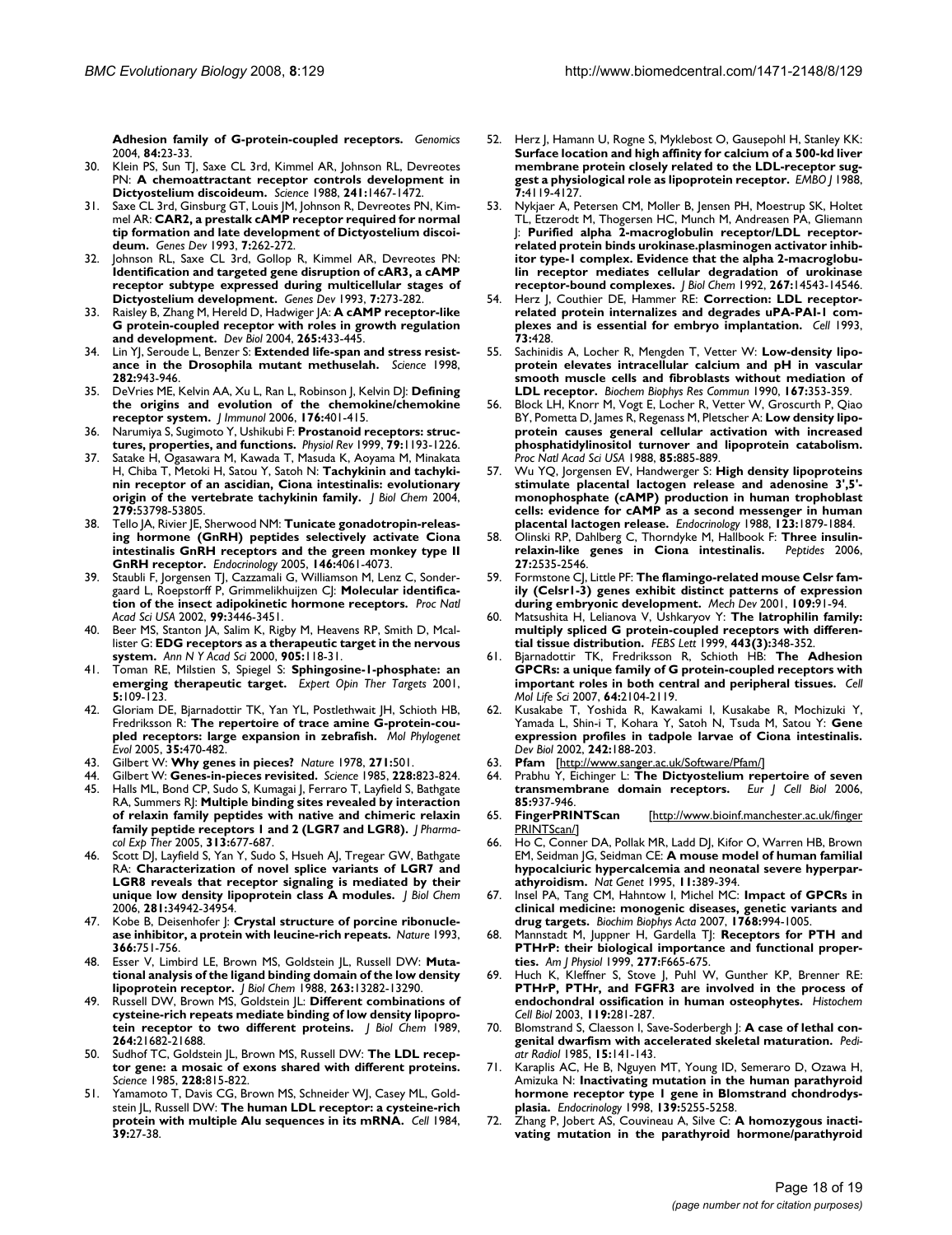**Adhesion family of G-protein-coupled receptors.** *Genomics* 2004, **84:**23-33.

30. Klein PS, Sun TJ, Saxe CL 3rd, Kimmel AR, Johnson RL, Devreotes PN: **A chemoattractant receptor controls development in Dictyostelium discoideum.** *Science* 1988, **241:**1467-1472.
31. Saxe CL 3rd, Ginsburg GT, Louis JM, Johnson R, Devreotes PN, Kimmel AR: **CAR2, a prestalk cAMP receptor required for normal tip formation and late development of Dictyostelium discoideum.** *Genes Dev* 1993, **7:**262-272.
32. Johnson RL, Saxe CL 3rd, Gollop R, Kimmel AR, Devreotes PN: **Identification and targeted gene disruption of cAR3, a cAMP receptor subtype expressed during multicellular stages of Dictyostelium development.** *Genes Dev* 1993, **7:**273-282.
33. Raisley B, Zhang M, Hereld D, Hadwiger JA: **A cAMP receptor-like G protein-coupled receptor with roles in growth regulation and development.** *Dev Biol* 2004, **265:**433-445.
34. Lin YJ, Seroude L, Benzer S: **Extended life-span and stress resistance in the Drosophila mutant methuselah.** *Science* 1998, **282:**943-946.
35. DeVries ME, Kelvin AA, Xu L, Ran L, Robinson J, Kelvin DJ: **Defining the origins and evolution of the chemokine/chemokine receptor system.** *J Immunol* 2006, **176:**401-415.
36. Narumiya S, Sugimoto Y, Ushikubi F: **Prostanoid receptors: structures, properties, and functions.** *Physiol Rev* 1999, **79:**1193-1226.
37. Satake H, Ogasawara M, Kawada T, Masuda K, Aoyama M, Minakata H, Chiba T, Metoki H, Satou Y, Satoh N: **Tachykinin and tachykinin receptor of an ascidian, Ciona intestinalis: evolutionary origin of the vertebrate tachykinin family.** *J Biol Chem* 2004, **279:**53798-53805.
38. Tello JA, Rivier JE, Sherwood NM: **Tunicate gonadotropin-releasing hormone (GnRH) peptides selectively activate Ciona intestinalis GnRH receptors and the green monkey type II GnRH receptor.** *Endocrinology* 2005, **146:**4061-4073.
39. Staubli F, Jorgensen TJ, Cazzamali G, Williamson M, Lenz C, Sondergaard L, Roepstorff P, Grimmelikhuijzen CJ: **Molecular identification of the insect adipokinetic hormone receptors.** *Proc Natl Acad Sci USA* 2002, **99:**3446-3451.
40. Beer MS, Stanton JA, Salim K, Rigby M, Heavens RP, Smith D, Mcallister G: **EDG receptors as a therapeutic target in the nervous system.** *Ann N Y Acad Sci* 2000, **905:**118-31.
41. Toman RE, Milstien S, Spiegel S: **Sphingosine-1-phosphate: an emerging therapeutic target.** *Expert Opin Ther Targets* 2001, **5:**109-123.
42. Gloriam DE, Bjarnadottir TK, Yan YL, Postlethwait JH, Schioth HB, Fredriksson R: **The repertoire of trace amine G-protein-coupled receptors: large expansion in zebrafish.** *Mol Phylogenet Evol* 2005, **35:**470-482.
43. Gilbert W: **Why genes in pieces?** *Nature* 1978, **271:**501.
44. Gilbert W: **Genes-in-pieces revisited.** *Science* 1985, **228:**823-824.
45. Halls ML, Bond CP, Sudo S, Kumagai J, Ferraro T, Layfield S, Bathgate RA, Summers RJ: **Multiple binding sites revealed by interaction of relaxin family peptides with native and chimeric relaxin family peptide receptors 1 and 2 (LGR7 and LGR8).** *J Pharmacol Exp Ther* 2005, **313:**677-687.
46. Scott DJ, Layfield S, Yan Y, Sudo S, Hsueh AJ, Tregear GW, Bathgate RA: **Characterization of novel splice variants of LGR7 and LGR8 reveals that receptor signaling is mediated by their unique low density lipoprotein class A modules.** *J Biol Chem* 2006, **281:**34942-34954.
47. Kobe B, Deisenhofer J: **Crystal structure of porcine ribonuclease inhibitor, a protein with leucine-rich repeats.** *Nature* 1993, **366:**751-756.
48. Esser V, Limbird LE, Brown MS, Goldstein JL, Russell DW: **Mutational analysis of the ligand binding domain of the low density lipoprotein receptor.** *J Biol Chem* 1988, **263:**13282-13290.
49. Russell DW, Brown MS, Goldstein JL: **Different combinations of cysteine-rich repeats mediate binding of low density lipoprotein receptor to two different proteins.** *J Biol Chem* 1989, **264:**21682-21688.
50. Sudhof TC, Goldstein JL, Brown MS, Russell DW: **The LDL receptor gene: a mosaic of exons shared with different proteins.** *Science* 1985, **228:**815-822.
51. Yamamoto T, Davis CG, Brown MS, Schneider WJ, Casey ML, Goldstein JL, Russell DW: **The human LDL receptor: a cysteine-rich protein with multiple Alu sequences in its mRNA.** *Cell* 1984, **39:**27-38.
52. Herz J, Hamann U, Rogne S, Myklebost O, Gausepohl H, Stanley KK: **Surface location and high affinity for calcium of a 500-kd liver membrane protein closely related to the LDL-receptor suggest a physiological role as lipoprotein receptor.** *EMBO J* 1988, **7:**4119-4127.
53. Nykjaer A, Petersen CM, Moller B, Jensen PH, Moestrup SK, Holtet TL, Etzerodt M, Thogersen HC, Munch M, Andreasen PA, Gliemann J: **Purified alpha 2-macroglobulin receptor/LDL receptor-related protein binds urokinase.plasminogen activator inhibitor type-1 complex. Evidence that the alpha 2-macroglobulin receptor mediates cellular degradation of urokinase receptor-bound complexes.** *J Biol Chem* 1992, **267:**14543-14546.
54. Herz J, Couthier DE, Hammer RE: **Correction: LDL receptor-related protein internalizes and degrades uPA-PAI-1 complexes and is essential for embryo implantation.** *Cell* 1993, **73:**428.
55. Sachinidis A, Locher R, Mengden T, Vetter W: **Low-density lipoprotein elevates intracellular calcium and pH in vascular smooth muscle cells and fibroblasts without mediation of LDL receptor.** *Biochem Biophys Res Commun* 1990, **167:**353-359.
56. Block LH, Knorr M, Vogt E, Locher R, Vetter W, Groscurth P, Qiao BY, Pometta D, James R, Regenass M, Pletscher A: **Low density lipoprotein causes general cellular activation with increased phosphatidylinositol turnover and lipoprotein catabolism.** *Proc Natl Acad Sci USA* 1988, **85:**885-889.
57. Wu YQ, Jorgensen EV, Handwerger S: **High density lipoproteins stimulate placental lactogen release and adenosine 3',5'-monophosphate (cAMP) production in human trophoblast cells: evidence for cAMP as a second messenger in human placental lactogen release.** *Endocrinology* 1988, **123:**1879-1884.
58. Olinski RP, Dahlberg C, Thorndyke M, Hallbook F: **Three insulin-relaxin-like genes in Ciona intestinalis.** *Peptides* 2006, **27:**2535-2546.
59. Formstone CJ, Little PF: **The flamingo-related mouse Celsr family (Celsr1-3) genes exhibit distinct patterns of expression during embryonic development.** *Mech Dev* 2001, **109:**91-94.
60. Matsushita H, Lelianova V, Ushkaryov Y: **The latrophilin family: multiply spliced G protein-coupled receptors with differential tissue distribution.** *FEBS Lett* 1999, **443(3):**348-352.
61. Bjarnadottir TK, Fredriksson R, Schioth HB: **The Adhesion GPCRs: a unique family of G protein-coupled receptors with important roles in both central and peripheral tissues.** *Cell Mol Life Sci* 2007, **64:**2104-2119.
62. Kusakabe T, Yoshida R, Kawakami I, Kusakabe R, Mochizuki Y, Yamada L, Shin-i T, Kohara Y, Satoh N, Tsuda M, Satou Y: **Gene expression profiles in tadpole larvae of Ciona intestinalis.** *Dev Biol* 2002, **242:**188-203.
63. **Pfam** [http://www.sanger.ac.uk/Software/Pfam/]
64. Prabhu Y, Eichinger L: **The Dictyostelium repertoire of seven transmembrane domain receptors.** *Eur J Cell Biol* 2006, **85:**937-946.
65. **FingerPRINTScan** [http://www.bioinf.manchester.ac.uk/fingerPRINTScan/]
66. Ho C, Conner DA, Pollak MR, Ladd DJ, Kifor O, Warren HB, Brown EM, Seidman JG, Seidman CE: **A mouse model of human familial hypocalciuric hypercalcemia and neonatal severe hyperparathyroidism.** *Nat Genet* 1995, **11:**389-394.
67. Insel PA, Tang CM, Hahntow I, Michel MC: **Impact of GPCRs in clinical medicine: monogenic diseases, genetic variants and drug targets.** *Biochim Biophys Acta* 2007, **1768:**994-1005.
68. Mannstadt M, Juppner H, Gardella TJ: **Receptors for PTH and PTHrP: their biological importance and functional properties.** *Am J Physiol* 1999, **277:**F665-675.
69. Huch K, Kleffner S, Stove J, Puhl W, Gunther KP, Brenner RE: **PTHrP, PTHr, and FGFR3 are involved in the process of endochondral ossification in human osteophytes.** *Histochem Cell Biol* 2003, **119:**281-287.
70. Blomstrand S, Claesson I, Save-Soderbergh J: **A case of lethal congenital dwarfism with accelerated skeletal maturation.** *Pediatr Radiol* 1985, **15:**141-143.
71. Karaplis AC, He B, Nguyen MT, Young ID, Semeraro D, Ozawa H, Amizuka N: **Inactivating mutation in the human parathyroid hormone receptor type 1 gene in Blomstrand chondrodysplasia.** *Endocrinology* 1998, **139:**5255-5258.
72. Zhang P, Jobert AS, Couvineau A, Silve C: **A homozygous inactivating mutation in the parathyroid hormone/parathyroid**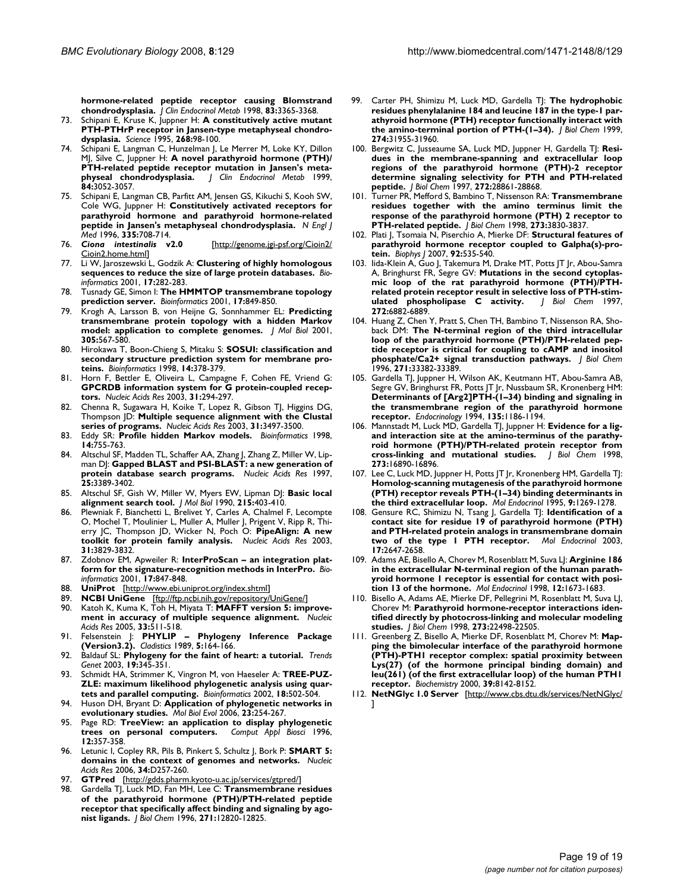**hormone-related peptide receptor causing Blomstrand chondrodysplasia.** *J Clin Endocrinol Metab* 1998, **83:**3365-3368.

73. Schipani E, Kruse K, Juppner H: **A constitutively active mutant PTH-PTHrP receptor in Jansen-type metaphyseal chondrodysplasia.** *Science* 1995, **268:**98-100.
74. Schipani E, Langman C, Hunzelman J, Le Merrer M, Loke KY, Dillon MJ, Silve C, Juppner H: **A novel parathyroid hormone (PTH)/PTH-related peptide receptor mutation in Jansen's metaphyseal chondrodysplasia.** *J Clin Endocrinol Metab* 1999, **84:**3052-3057.
75. Schipani E, Langman CB, Parfitt AM, Jensen GS, Kikuchi S, Kooh SW, Cole WG, Juppner H: **Constitutively activated receptors for parathyroid hormone and parathyroid hormone-related peptide in Jansen's metaphyseal chondrodysplasia.** *N Engl J Med* 1996, **335:**708-714.
76. ***Ciona intestinalis* v2.0** [http://genome.jgi-psf.org/Cioin2/Cioin2.home.html]
77. Li W, Jaroszewski L, Godzik A: **Clustering of highly homologous sequences to reduce the size of large protein databases.** *Bioinformatics* 2001, **17:**282-283.
78. Tusnady GE, Simon I: **The HMMTOP transmembrane topology prediction server.** *Bioinformatics* 2001, **17:**849-850.
79. Krogh A, Larsson B, von Heijne G, Sonnhammer EL: **Predicting transmembrane protein topology with a hidden Markov model: application to complete genomes.** *J Mol Biol* 2001, **305:**567-580.
80. Hirokawa T, Boon-Chieng S, Mitaku S: **SOSUI: classification and secondary structure prediction system for membrane proteins.** *Bioinformatics* 1998, **14:**378-379.
81. Horn F, Bettler E, Oliveira L, Campagne F, Cohen FE, Vriend G: **GPCRDB information system for G protein-coupled receptors.** *Nucleic Acids Res* 2003, **31:**294-297.
82. Chenna R, Sugawara H, Koike T, Lopez R, Gibson TJ, Higgins DG, Thompson JD: **Multiple sequence alignment with the Clustal series of programs.** *Nucleic Acids Res* 2003, **31:**3497-3500.
83. Eddy SR: **Profile hidden Markov models.** *Bioinformatics* 1998, **14:**755-763.
84. Altschul SF, Madden TL, Schaffer AA, Zhang J, Zhang Z, Miller W, Lipman DJ: **Gapped BLAST and PSI-BLAST: a new generation of protein database search programs.** *Nucleic Acids Res* 1997, **25:**3389-3402.
85. Altschul SF, Gish W, Miller W, Myers EW, Lipman DJ: **Basic local alignment search tool.** *J Mol Biol* 1990, **215:**403-410.
86. Plewniak F, Bianchetti L, Brelivet Y, Carles A, Chalmel F, Lecompte O, Mochel T, Moulinier L, Muller A, Muller J, Prigent V, Ripp R, Thierry JC, Thompson JD, Wicker N, Poch O: **PipeAlign: A new toolkit for protein family analysis.** *Nucleic Acids Res* 2003, **31:**3829-3832.
87. Zdobnov EM, Apweiler R: **InterProScan – an integration platform for the signature-recognition methods in InterPro.** *Bioinformatics* 2001, **17:**847-848.
88. **UniProt** [http://www.ebi.uniprot.org/index.shtml]
89. **NCBI UniGene** [ftp://ftp.ncbi.nih.gov/repository/UniGene/]
90. Katoh K, Kuma K, Toh H, Miyata T: **MAFFT version 5: improvement in accuracy of multiple sequence alignment.** *Nucleic Acids Res* 2005, **33:**511-518.
91. Felsenstein J: **PHYLIP – Phylogeny Inference Package (Version3.2).** *Cladistics* 1989, **5:**164-166.
92. Baldauf SL: **Phylogeny for the faint of heart: a tutorial.** *Trends Genet* 2003, **19:**345-351.
93. Schmidt HA, Strimmer K, Vingron M, von Haeseler A: **TREE-PUZZLE: maximum likelihood phylogenetic analysis using quartets and parallel computing.** *Bioinformatics* 2002, **18:**502-504.
94. Huson DH, Bryant D: **Application of phylogenetic networks in evolutionary studies.** *Mol Biol Evol* 2006, **23:**254-267.
95. Page RD: **TreeView: an application to display phylogenetic trees on personal computers.** *Comput Appl Biosci* 1996, **12:**357-358.
96. Letunic I, Copley RR, Pils B, Pinkert S, Schultz J, Bork P: **SMART 5: domains in the context of genomes and networks.** *Nucleic Acids Res* 2006, **34:**D257-260.
97. **GTPred** [http://gdds.pharm.kyoto-u.ac.jp/services/gtpred/]
98. Gardella TJ, Luck MD, Fan MH, Lee C: **Transmembrane residues of the parathyroid hormone (PTH)/PTH-related peptide receptor that specifically affect binding and signaling by agonist ligands.** *J Biol Chem* 1996, **271:**12820-12825.
99. Carter PH, Shimizu M, Luck MD, Gardella TJ: **The hydrophobic residues phenylalanine 184 and leucine 187 in the type-1 parathyroid hormone (PTH) receptor functionally interact with the amino-terminal portion of PTH-(1–34).** *J Biol Chem* 1999, **274:**31955-31960.
100. Bergwitz C, Jusseaume SA, Luck MD, Juppner H, Gardella TJ: **Residues in the membrane-spanning and extracellular loop regions of the parathyroid hormone (PTH)-2 receptor determine signaling selectivity for PTH and PTH-related peptide.** *J Biol Chem* 1997, **272:**28861-28868.
101. Turner PR, Mefford S, Bambino T, Nissenson RA: **Transmembrane residues together with the amino terminus limit the response of the parathyroid hormone (PTH) 2 receptor to PTH-related peptide.** *J Biol Chem* 1998, **273:**3830-3837.
102. Plati J, Tsomaia N, Piserchio A, Mierke DF: **Structural features of parathyroid hormone receptor coupled to Galpha(s)-protein.** *Biophys J* 2007, **92:**535-540.
103. Iida-Klein A, Guo J, Takemura M, Drake MT, Potts JT Jr, Abou-Samra A, Bringhurst FR, Segre GV: **Mutations in the second cytoplasmic loop of the rat parathyroid hormone (PTH)/PTH-related protein receptor result in selective loss of PTH-stimulated phospholipase C activity.** *J Biol Chem* 1997, **272:**6882-6889.
104. Huang Z, Chen Y, Pratt S, Chen TH, Bambino T, Nissenson RA, Shoback DM: **The N-terminal region of the third intracellular loop of the parathyroid hormone (PTH)/PTH-related peptide receptor is critical for coupling to cAMP and inositol phosphate/Ca2+ signal transduction pathways.** *J Biol Chem* 1996, **271:**33382-33389.
105. Gardella TJ, Juppner H, Wilson AK, Keutmann HT, Abou-Samra AB, Segre GV, Bringhurst FR, Potts JT Jr, Nussbaum SR, Kronenberg HM: **Determinants of [Arg2]PTH-(1–34) binding and signaling in the transmembrane region of the parathyroid hormone receptor.** *Endocrinology* 1994, **135:**1186-1194.
106. Mannstadt M, Luck MD, Gardella TJ, Juppner H: **Evidence for a ligand interaction site at the amino-terminus of the parathyroid hormone (PTH)/PTH-related protein receptor from cross-linking and mutational studies.** *J Biol Chem* 1998, **273:**16890-16896.
107. Lee C, Luck MD, Juppner H, Potts JT Jr, Kronenberg HM, Gardella TJ: **Homolog-scanning mutagenesis of the parathyroid hormone (PTH) receptor reveals PTH-(1–34) binding determinants in the third extracellular loop.** *Mol Endocrinol* 1995, **9:**1269-1278.
108. Gensure RC, Shimizu N, Tsang J, Gardella TJ: **Identification of a contact site for residue 19 of parathyroid hormone (PTH) and PTH-related protein analogs in transmembrane domain two of the type 1 PTH receptor.** *Mol Endocrinol* 2003, **17:**2647-2658.
109. Adams AE, Bisello A, Chorev M, Rosenblatt M, Suva LJ: **Arginine 186 in the extracellular N-terminal region of the human parathyroid hormone 1 receptor is essential for contact with position 13 of the hormone.** *Mol Endocrinol* 1998, **12:**1673-1683.
110. Bisello A, Adams AE, Mierke DF, Pellegrini M, Rosenblatt M, Suva LJ, Chorev M: **Parathyroid hormone-receptor interactions identified directly by photocross-linking and molecular modeling studies.** *J Biol Chem* 1998, **273:**22498-22505.
111. Greenberg Z, Bisello A, Mierke DF, Rosenblatt M, Chorev M: **Mapping the bimolecular interface of the parathyroid hormone (PTH)-PTH1 receptor complex: spatial proximity between Lys(27) (of the hormone principal binding domain) and leu(261) (of the first extracellular loop) of the human PTH1 receptor.** *Biochemistry* 2000, **39:**8142-8152.
112. **NetNGlyc 1.0 Server** [http://www.cbs.dtu.dk/services/NetNGlyc/]